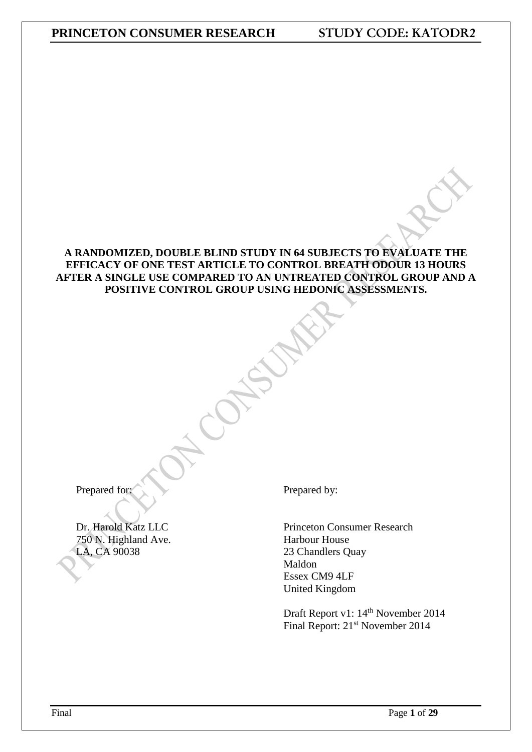**A RANDOMIZED, DOUBLE BLIND STUDY IN 64 SUBJECTS TO EVALUATE THE EFFICACY OF ONE TEST ARTICLE TO CONTROL BREATH ODOUR 13 HOURS AFTER A SINGLE USE COMPARED TO AN UNTREATED CONTROL GROUP AND A POSITIVE CONTROL GROUP USING HEDONIC ASSESSMENTS.**

Prepared for:

Dr. Harold Katz LLC
750 N. Highland Ave.
LA, CA 90038

Prepared by:

Princeton Consumer Research
Harbour House
23 Chandlers Quay
Maldon
Essex CM9 4LF
United Kingdom

Draft Report v1: 14th November 2014
Final Report: 21st November 2014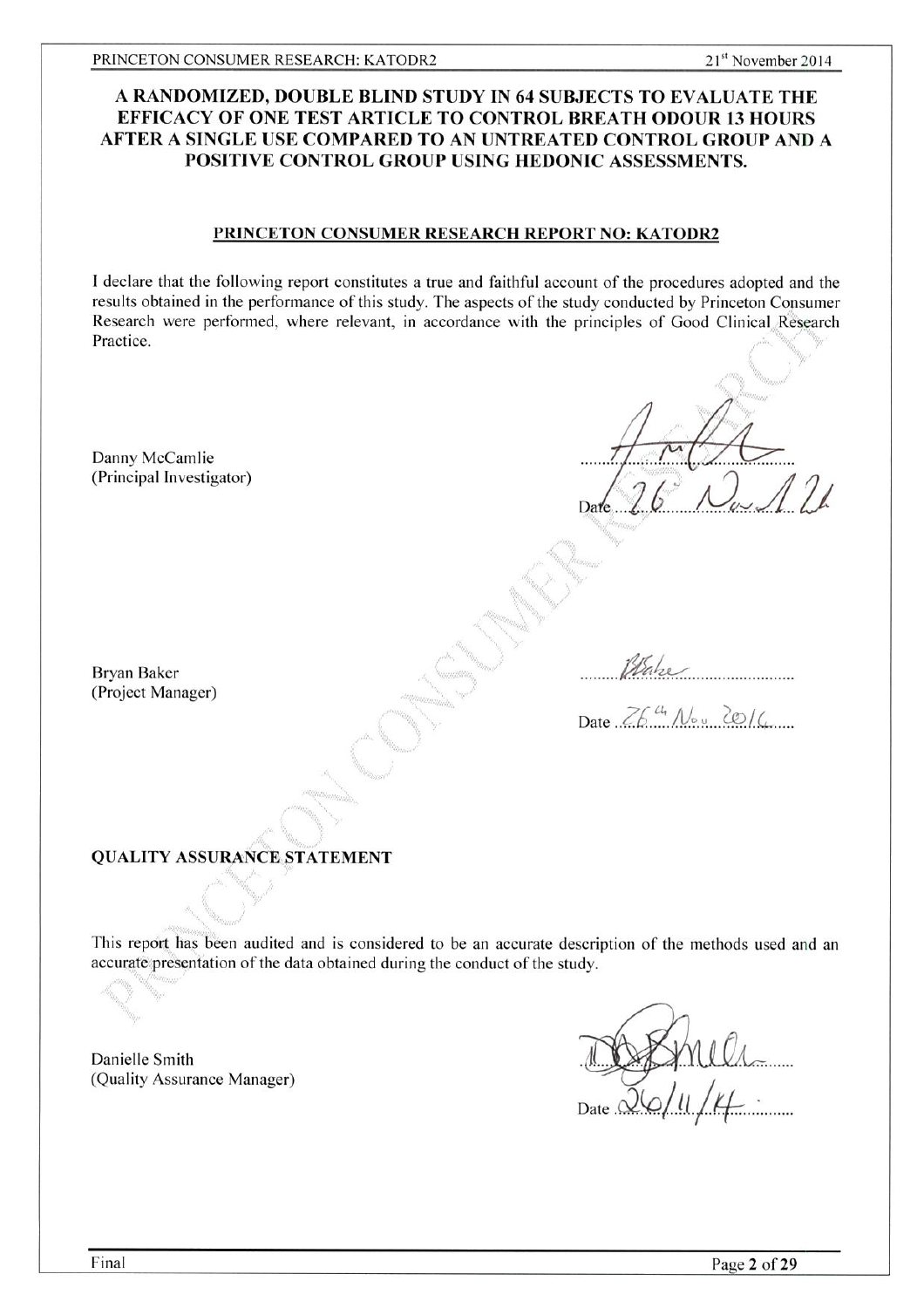# A RANDOMIZED, DOUBLE BLIND STUDY IN 64 SUBJECTS TO EVALUATE THE EFFICACY OF ONE TEST ARTICLE TO CONTROL BREATH ODOUR 13 HOURS AFTER A SINGLE USE COMPARED TO AN UNTREATED CONTROL GROUP AND A POSITIVE CONTROL GROUP USING HEDONIC ASSESSMENTS.

## PRINCETON CONSUMER RESEARCH REPORT NO: KATODR2

I declare that the following report constitutes a true and faithful account of the procedures adopted and the results obtained in the performance of this study. The aspects of the study conducted by Princeton Consumer Research were performed, where relevant, in accordance with the principles of Good Clinical Research Practice.

Danny McCamlie
(Principal Investigator)

Date 26 Nov 14

Bryan Baker
(Project Manager)

Date 26th Nov 2014

## QUALITY ASSURANCE STATEMENT

This report has been audited and is considered to be an accurate description of the methods used and an accurate presentation of the data obtained during the conduct of the study.

Danielle Smith
(Quality Assurance Manager)

Date 26/11/14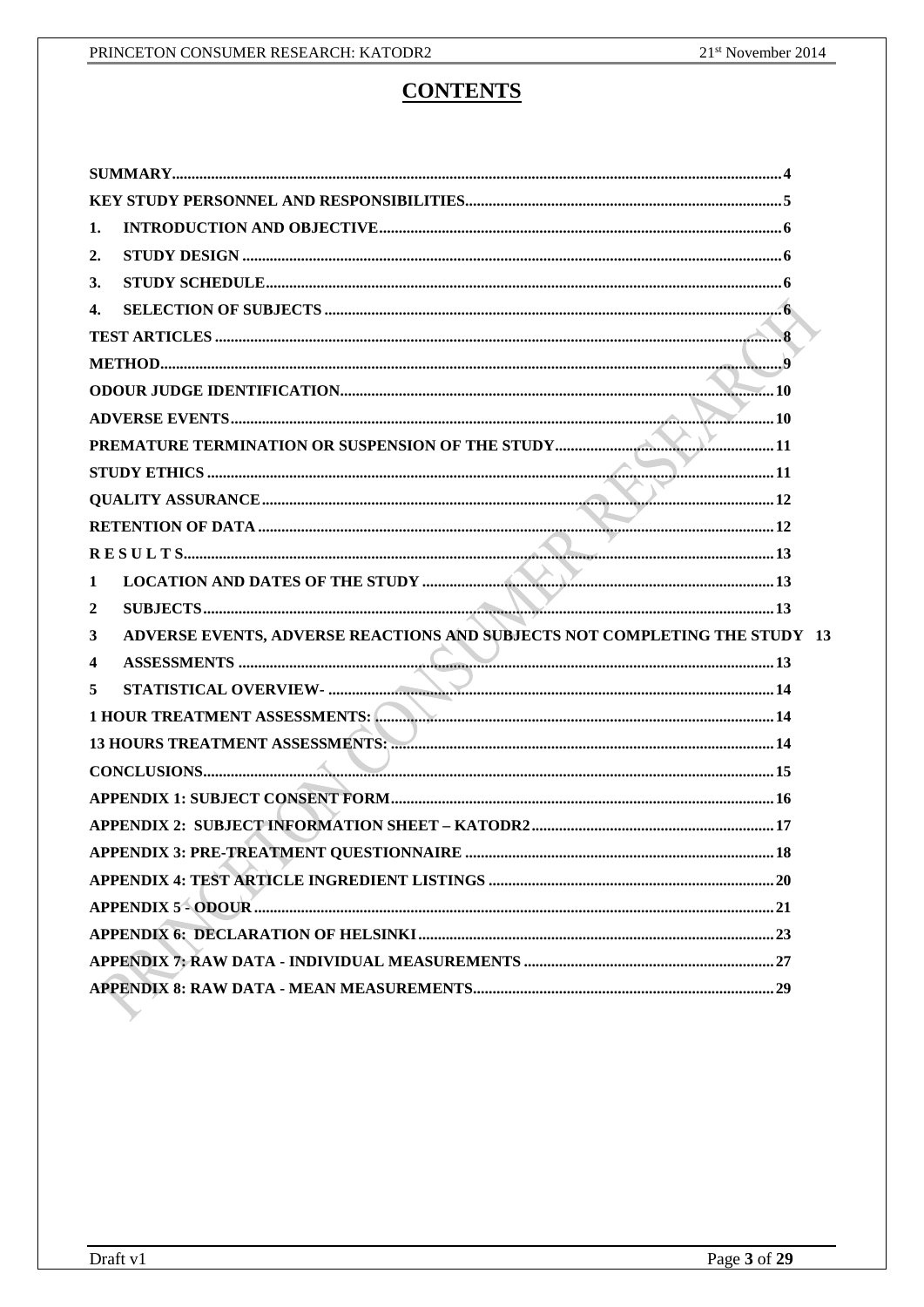# CONTENTS

**SUMMARY** .......... 4

**KEY STUDY PERSONNEL AND RESPONSIBILITIES** .......... 5

**1. INTRODUCTION AND OBJECTIVE** .......... 6

**2. STUDY DESIGN** .......... 6

**3. STUDY SCHEDULE** .......... 6

**4. SELECTION OF SUBJECTS** .......... 6

**TEST ARTICLES** .......... 8

**METHOD** .......... 9

**ODOUR JUDGE IDENTIFICATION** .......... 10

**ADVERSE EVENTS** .......... 10

**PREMATURE TERMINATION OR SUSPENSION OF THE STUDY** .......... 11

**STUDY ETHICS** .......... 11

**QUALITY ASSURANCE** .......... 12

**RETENTION OF DATA** .......... 12

**R E S U L T S** .......... 13

**1 LOCATION AND DATES OF THE STUDY** .......... 13

**2 SUBJECTS** .......... 13

**3 ADVERSE EVENTS, ADVERSE REACTIONS AND SUBJECTS NOT COMPLETING THE STUDY** 13

**4 ASSESSMENTS** .......... 13

**5 STATISTICAL OVERVIEW-** .......... 14

**1 HOUR TREATMENT ASSESSMENTS:** .......... 14

**13 HOURS TREATMENT ASSESSMENTS:** .......... 14

**CONCLUSIONS** .......... 15

**APPENDIX 1: SUBJECT CONSENT FORM** .......... 16

**APPENDIX 2: SUBJECT INFORMATION SHEET – KATODR2** .......... 17

**APPENDIX 3: PRE-TREATMENT QUESTIONNAIRE** .......... 18

**APPENDIX 4: TEST ARTICLE INGREDIENT LISTINGS** .......... 20

**APPENDIX 5 - ODOUR** .......... 21

**APPENDIX 6: DECLARATION OF HELSINKI** .......... 23

**APPENDIX 7: RAW DATA - INDIVIDUAL MEASUREMENTS** .......... 27

**APPENDIX 8: RAW DATA - MEAN MEASUREMENTS** .......... 29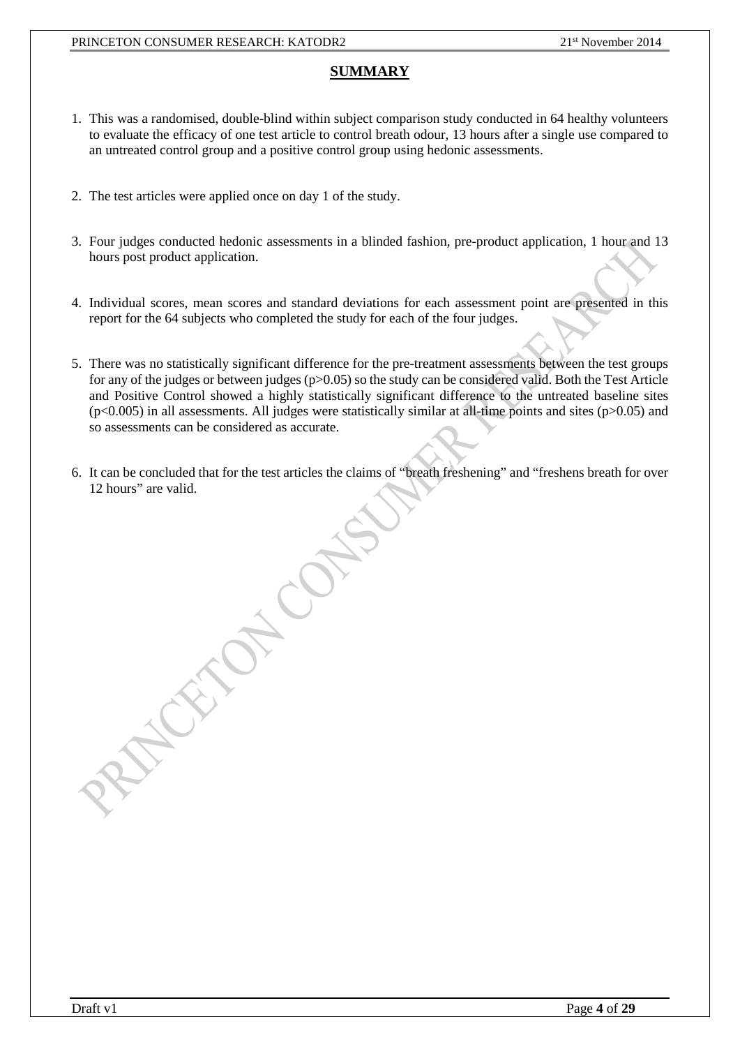## SUMMARY

1. This was a randomised, double-blind within subject comparison study conducted in 64 healthy volunteers to evaluate the efficacy of one test article to control breath odour, 13 hours after a single use compared to an untreated control group and a positive control group using hedonic assessments.

2. The test articles were applied once on day 1 of the study.

3. Four judges conducted hedonic assessments in a blinded fashion, pre-product application, 1 hour and 13 hours post product application.

4. Individual scores, mean scores and standard deviations for each assessment point are presented in this report for the 64 subjects who completed the study for each of the four judges.

5. There was no statistically significant difference for the pre-treatment assessments between the test groups for any of the judges or between judges ($p>0.05$) so the study can be considered valid. Both the Test Article and Positive Control showed a highly statistically significant difference to the untreated baseline sites ($p<0.005$) in all assessments. All judges were statistically similar at all-time points and sites ($p>0.05$) and so assessments can be considered as accurate.

6. It can be concluded that for the test articles the claims of "breath freshening" and "freshens breath for over 12 hours" are valid.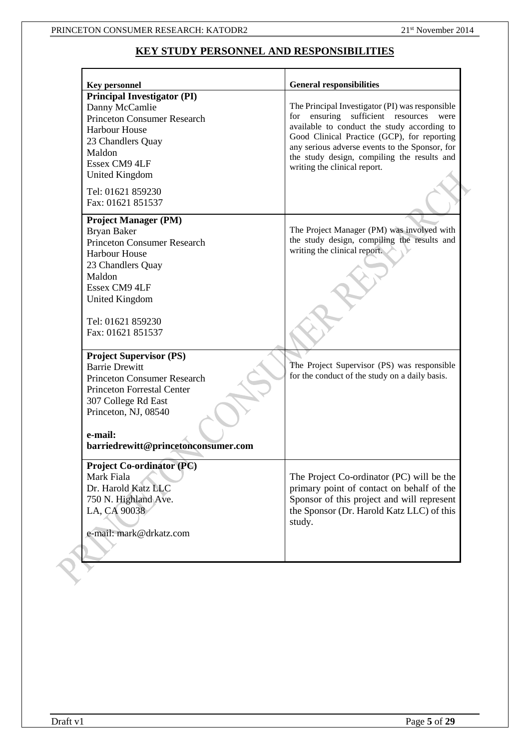## KEY STUDY PERSONNEL AND RESPONSIBILITIES

| Key personnel | General responsibilities |
|---|---|
| **Principal Investigator (PI)**<br>Danny McCamlie<br>Princeton Consumer Research<br>Harbour House<br>23 Chandlers Quay<br>Maldon<br>Essex CM9 4LF<br>United Kingdom<br><br>Tel: 01621 859230<br>Fax: 01621 851537 | The Principal Investigator (PI) was responsible for ensuring sufficient resources were available to conduct the study according to Good Clinical Practice (GCP), for reporting any serious adverse events to the Sponsor, for the study design, compiling the results and writing the clinical report. |
| **Project Manager (PM)**<br>Bryan Baker<br>Princeton Consumer Research<br>Harbour House<br>23 Chandlers Quay<br>Maldon<br>Essex CM9 4LF<br>United Kingdom<br><br>Tel: 01621 859230<br>Fax: 01621 851537 | The Project Manager (PM) was involved with the study design, compiling the results and writing the clinical report. |
| **Project Supervisor (PS)**<br>Barrie Drewitt<br>Princeton Consumer Research<br>Princeton Forrestal Center<br>307 College Rd East<br>Princeton, NJ, 08540<br><br>**e-mail:**<br>**barriedrewitt@princetonconsumer.com** | The Project Supervisor (PS) was responsible for the conduct of the study on a daily basis. |
| **Project Co-ordinator (PC)**<br>Mark Fiala<br>Dr. Harold Katz LLC<br>750 N. Highland Ave.<br>LA, CA 90038<br><br>e-mail: mark@drkatz.com | The Project Co-ordinator (PC) will be the primary point of contact on behalf of the Sponsor of this project and will represent the Sponsor (Dr. Harold Katz LLC) of this study. |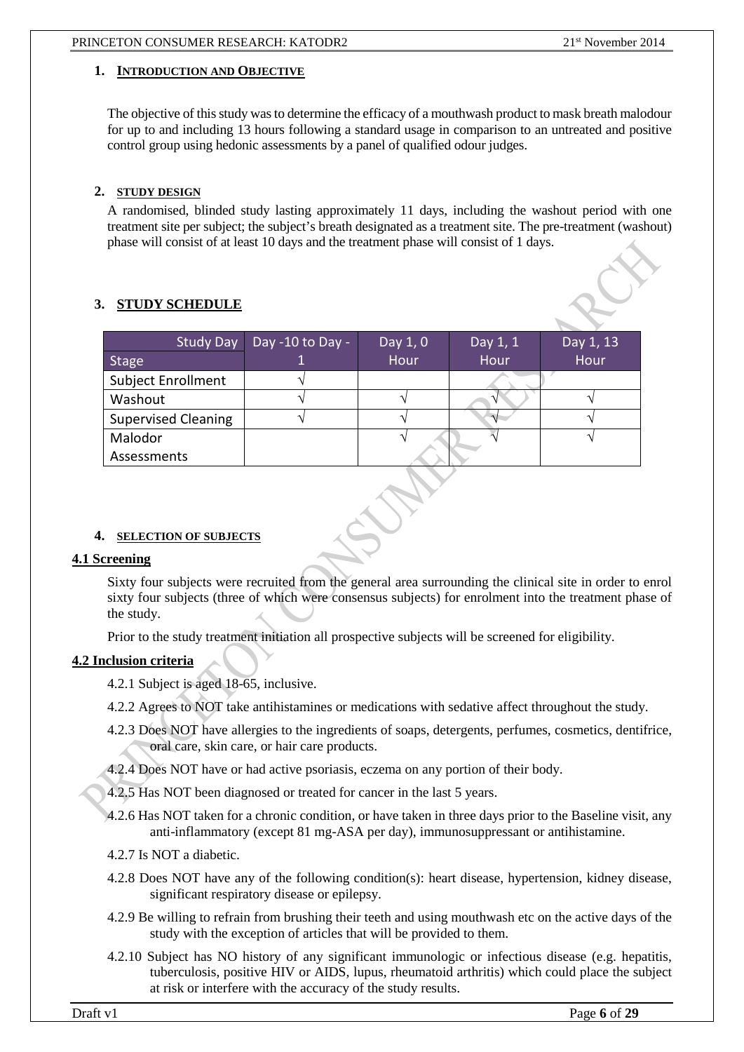## 1. INTRODUCTION AND OBJECTIVE

The objective of this study was to determine the efficacy of a mouthwash product to mask breath malodour for up to and including 13 hours following a standard usage in comparison to an untreated and positive control group using hedonic assessments by a panel of qualified odour judges.

## 2. STUDY DESIGN

A randomised, blinded study lasting approximately 11 days, including the washout period with one treatment site per subject; the subject's breath designated as a treatment site. The pre-treatment (washout) phase will consist of at least 10 days and the treatment phase will consist of 1 days.

## 3. STUDY SCHEDULE

| Study Day / Stage | Day -10 to Day -1 | Day 1, 0 Hour | Day 1, 1 Hour | Day 1, 13 Hour |
|---|---|---|---|---|
| Subject Enrollment | √ | | | |
| Washout | √ | √ | √ | √ |
| Supervised Cleaning | √ | √ | √ | √ |
| Malodor Assessments | | √ | √ | √ |

## 4. SELECTION OF SUBJECTS

### 4.1 Screening

Sixty four subjects were recruited from the general area surrounding the clinical site in order to enrol sixty four subjects (three of which were consensus subjects) for enrolment into the treatment phase of the study.

Prior to the study treatment initiation all prospective subjects will be screened for eligibility.

### 4.2 Inclusion criteria

4.2.1 Subject is aged 18-65, inclusive.

4.2.2 Agrees to NOT take antihistamines or medications with sedative affect throughout the study.

4.2.3 Does NOT have allergies to the ingredients of soaps, detergents, perfumes, cosmetics, dentifrice, oral care, skin care, or hair care products.

4.2.4 Does NOT have or had active psoriasis, eczema on any portion of their body.

4.2.5 Has NOT been diagnosed or treated for cancer in the last 5 years.

4.2.6 Has NOT taken for a chronic condition, or have taken in three days prior to the Baseline visit, any anti-inflammatory (except 81 mg-ASA per day), immunosuppressant or antihistamine.

4.2.7 Is NOT a diabetic.

4.2.8 Does NOT have any of the following condition(s): heart disease, hypertension, kidney disease, significant respiratory disease or epilepsy.

4.2.9 Be willing to refrain from brushing their teeth and using mouthwash etc on the active days of the study with the exception of articles that will be provided to them.

4.2.10 Subject has NO history of any significant immunologic or infectious disease (e.g. hepatitis, tuberculosis, positive HIV or AIDS, lupus, rheumatoid arthritis) which could place the subject at risk or interfere with the accuracy of the study results.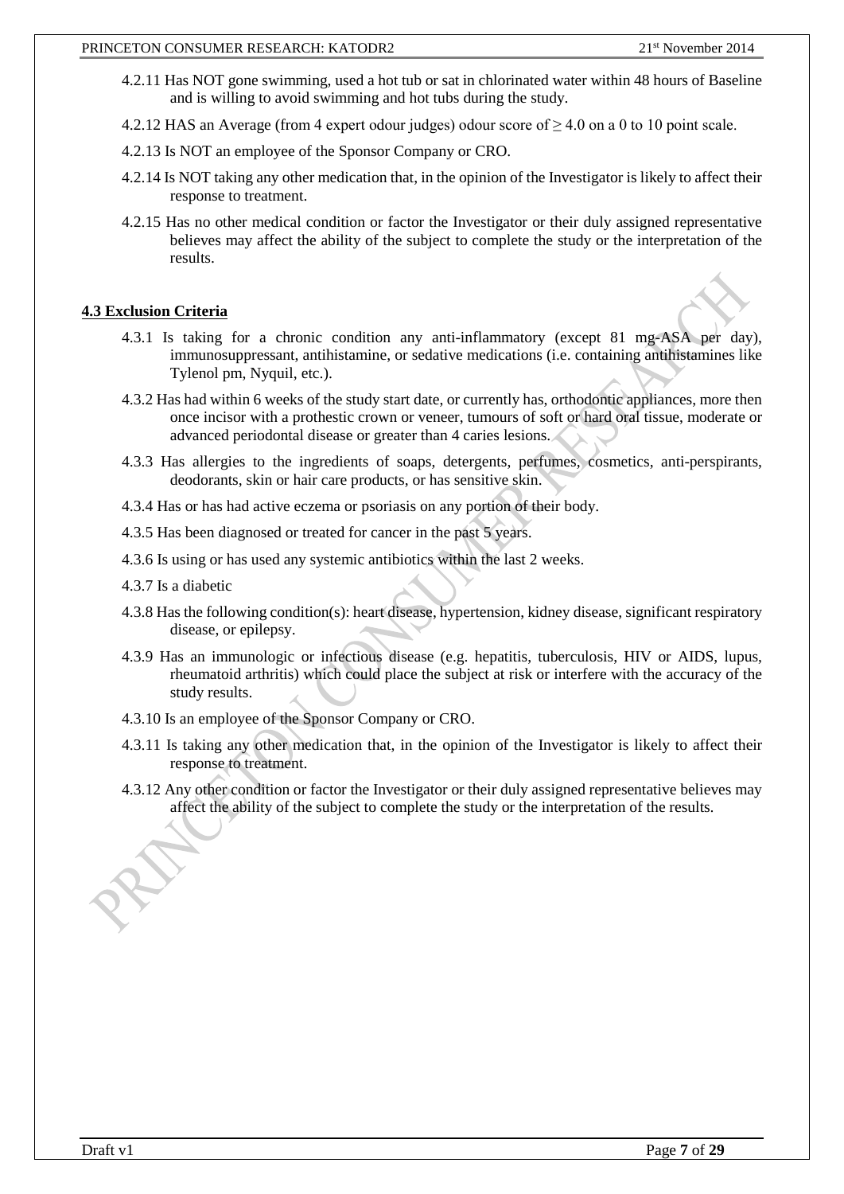4.2.11 Has NOT gone swimming, used a hot tub or sat in chlorinated water within 48 hours of Baseline and is willing to avoid swimming and hot tubs during the study.

4.2.12 HAS an Average (from 4 expert odour judges) odour score of ≥ 4.0 on a 0 to 10 point scale.

4.2.13 Is NOT an employee of the Sponsor Company or CRO.

4.2.14 Is NOT taking any other medication that, in the opinion of the Investigator is likely to affect their response to treatment.

4.2.15 Has no other medical condition or factor the Investigator or their duly assigned representative believes may affect the ability of the subject to complete the study or the interpretation of the results.

**4.3 Exclusion Criteria**

4.3.1 Is taking for a chronic condition any anti-inflammatory (except 81 mg-ASA per day), immunosuppressant, antihistamine, or sedative medications (i.e. containing antihistamines like Tylenol pm, Nyquil, etc.).

4.3.2 Has had within 6 weeks of the study start date, or currently has, orthodontic appliances, more then once incisor with a prothestic crown or veneer, tumours of soft or hard oral tissue, moderate or advanced periodontal disease or greater than 4 caries lesions.

4.3.3 Has allergies to the ingredients of soaps, detergents, perfumes, cosmetics, anti-perspirants, deodorants, skin or hair care products, or has sensitive skin.

4.3.4 Has or has had active eczema or psoriasis on any portion of their body.

4.3.5 Has been diagnosed or treated for cancer in the past 5 years.

4.3.6 Is using or has used any systemic antibiotics within the last 2 weeks.

4.3.7 Is a diabetic

4.3.8 Has the following condition(s): heart disease, hypertension, kidney disease, significant respiratory disease, or epilepsy.

4.3.9 Has an immunologic or infectious disease (e.g. hepatitis, tuberculosis, HIV or AIDS, lupus, rheumatoid arthritis) which could place the subject at risk or interfere with the accuracy of the study results.

4.3.10 Is an employee of the Sponsor Company or CRO.

4.3.11 Is taking any other medication that, in the opinion of the Investigator is likely to affect their response to treatment.

4.3.12 Any other condition or factor the Investigator or their duly assigned representative believes may affect the ability of the subject to complete the study or the interpretation of the results.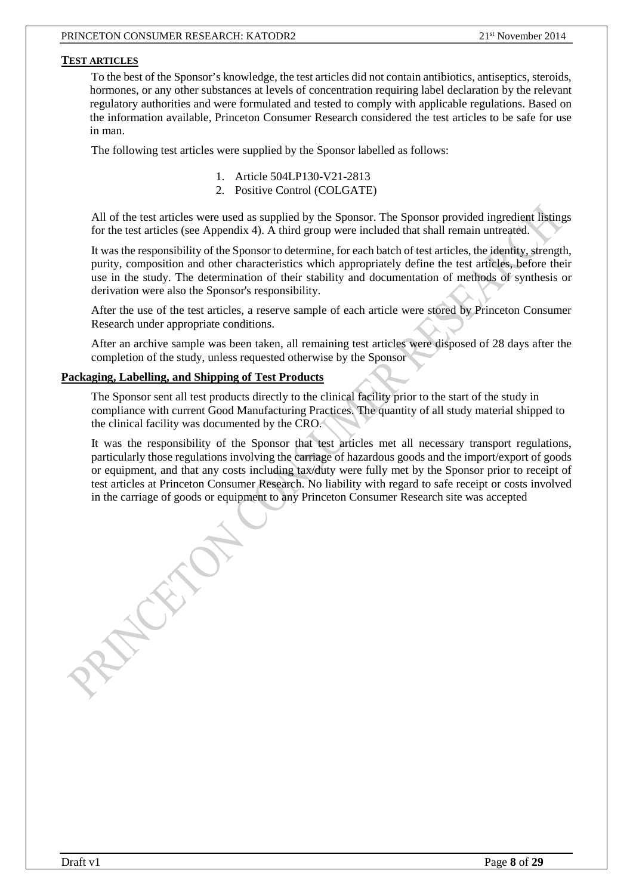## TEST ARTICLES

To the best of the Sponsor's knowledge, the test articles did not contain antibiotics, antiseptics, steroids, hormones, or any other substances at levels of concentration requiring label declaration by the relevant regulatory authorities and were formulated and tested to comply with applicable regulations. Based on the information available, Princeton Consumer Research considered the test articles to be safe for use in man.

The following test articles were supplied by the Sponsor labelled as follows:

1. Article 504LP130-V21-2813
2. Positive Control (COLGATE)

All of the test articles were used as supplied by the Sponsor. The Sponsor provided ingredient listings for the test articles (see Appendix 4). A third group were included that shall remain untreated.

It was the responsibility of the Sponsor to determine, for each batch of test articles, the identity, strength, purity, composition and other characteristics which appropriately define the test articles, before their use in the study. The determination of their stability and documentation of methods of synthesis or derivation were also the Sponsor's responsibility.

After the use of the test articles, a reserve sample of each article were stored by Princeton Consumer Research under appropriate conditions.

After an archive sample was been taken, all remaining test articles were disposed of 28 days after the completion of the study, unless requested otherwise by the Sponsor

## Packaging, Labelling, and Shipping of Test Products

The Sponsor sent all test products directly to the clinical facility prior to the start of the study in compliance with current Good Manufacturing Practices. The quantity of all study material shipped to the clinical facility was documented by the CRO.

It was the responsibility of the Sponsor that test articles met all necessary transport regulations, particularly those regulations involving the carriage of hazardous goods and the import/export of goods or equipment, and that any costs including tax/duty were fully met by the Sponsor prior to receipt of test articles at Princeton Consumer Research. No liability with regard to safe receipt or costs involved in the carriage of goods or equipment to any Princeton Consumer Research site was accepted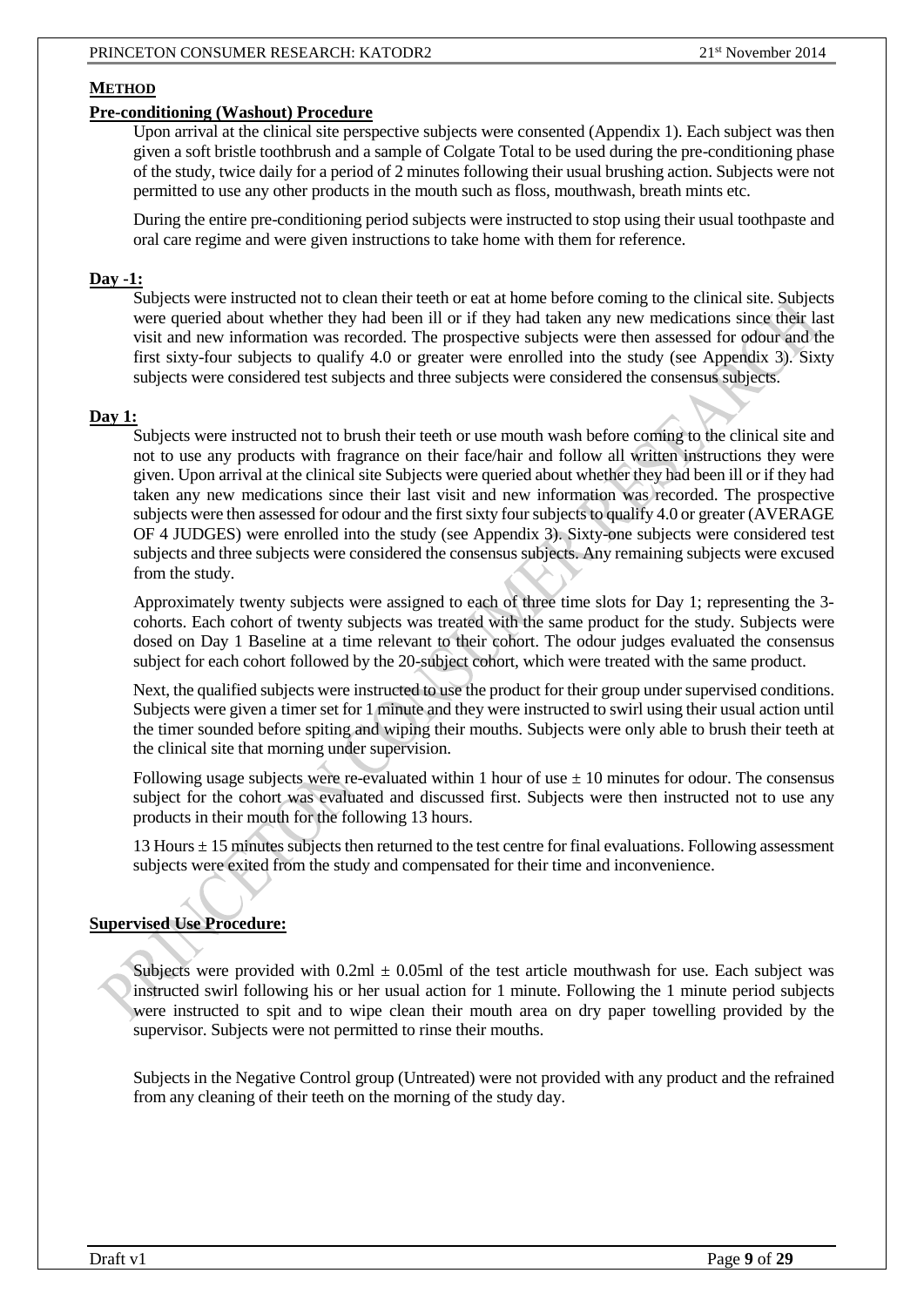## METHOD

### Pre-conditioning (Washout) Procedure

Upon arrival at the clinical site perspective subjects were consented (Appendix 1). Each subject was then given a soft bristle toothbrush and a sample of Colgate Total to be used during the pre-conditioning phase of the study, twice daily for a period of 2 minutes following their usual brushing action. Subjects were not permitted to use any other products in the mouth such as floss, mouthwash, breath mints etc.

During the entire pre-conditioning period subjects were instructed to stop using their usual toothpaste and oral care regime and were given instructions to take home with them for reference.

### Day -1:

Subjects were instructed not to clean their teeth or eat at home before coming to the clinical site. Subjects were queried about whether they had been ill or if they had taken any new medications since their last visit and new information was recorded. The prospective subjects were then assessed for odour and the first sixty-four subjects to qualify 4.0 or greater were enrolled into the study (see Appendix 3). Sixty subjects were considered test subjects and three subjects were considered the consensus subjects.

### Day 1:

Subjects were instructed not to brush their teeth or use mouth wash before coming to the clinical site and not to use any products with fragrance on their face/hair and follow all written instructions they were given. Upon arrival at the clinical site Subjects were queried about whether they had been ill or if they had taken any new medications since their last visit and new information was recorded. The prospective subjects were then assessed for odour and the first sixty four subjects to qualify 4.0 or greater (AVERAGE OF 4 JUDGES) were enrolled into the study (see Appendix 3). Sixty-one subjects were considered test subjects and three subjects were considered the consensus subjects. Any remaining subjects were excused from the study.

Approximately twenty subjects were assigned to each of three time slots for Day 1; representing the 3-cohorts. Each cohort of twenty subjects was treated with the same product for the study. Subjects were dosed on Day 1 Baseline at a time relevant to their cohort. The odour judges evaluated the consensus subject for each cohort followed by the 20-subject cohort, which were treated with the same product.

Next, the qualified subjects were instructed to use the product for their group under supervised conditions. Subjects were given a timer set for 1 minute and they were instructed to swirl using their usual action until the timer sounded before spiting and wiping their mouths. Subjects were only able to brush their teeth at the clinical site that morning under supervision.

Following usage subjects were re-evaluated within 1 hour of use $\pm$ 10 minutes for odour. The consensus subject for the cohort was evaluated and discussed first. Subjects were then instructed not to use any products in their mouth for the following 13 hours.

13 Hours $\pm$ 15 minutes subjects then returned to the test centre for final evaluations. Following assessment subjects were exited from the study and compensated for their time and inconvenience.

### Supervised Use Procedure:

Subjects were provided with 0.2ml $\pm$ 0.05ml of the test article mouthwash for use. Each subject was instructed swirl following his or her usual action for 1 minute. Following the 1 minute period subjects were instructed to spit and to wipe clean their mouth area on dry paper towelling provided by the supervisor. Subjects were not permitted to rinse their mouths.

Subjects in the Negative Control group (Untreated) were not provided with any product and the refrained from any cleaning of their teeth on the morning of the study day.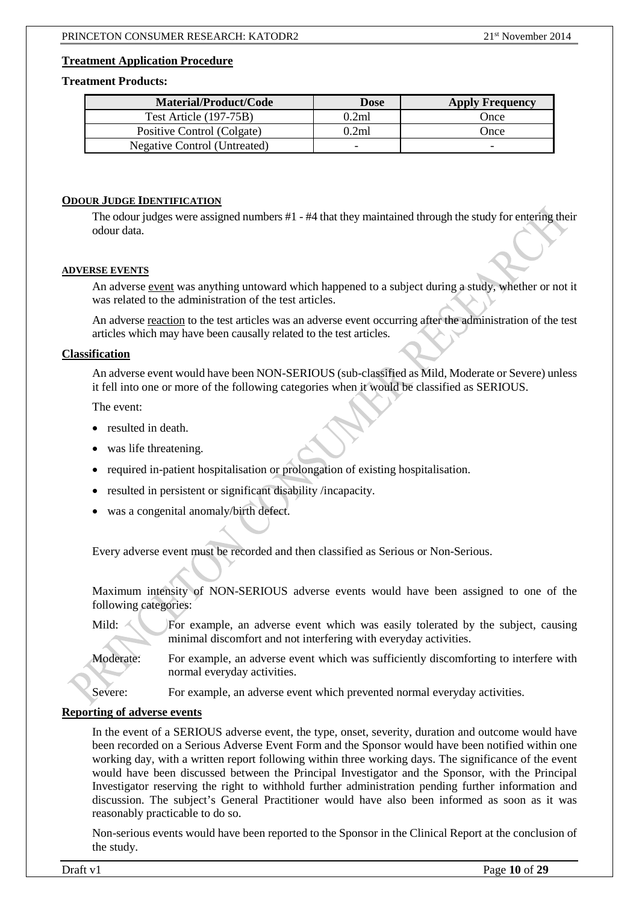## Treatment Application Procedure

**Treatment Products:**

| Material/Product/Code | Dose | Apply Frequency |
|---|---|---|
| Test Article (197-75B) | 0.2ml | Once |
| Positive Control (Colgate) | 0.2ml | Once |
| Negative Control (Untreated) | - | - |

### ODOUR JUDGE IDENTIFICATION

The odour judges were assigned numbers #1 - #4 that they maintained through the study for entering their odour data.

### ADVERSE EVENTS

An adverse event was anything untoward which happened to a subject during a study, whether or not it was related to the administration of the test articles.

An adverse reaction to the test articles was an adverse event occurring after the administration of the test articles which may have been causally related to the test articles.

### Classification

An adverse event would have been NON-SERIOUS (sub-classified as Mild, Moderate or Severe) unless it fell into one or more of the following categories when it would be classified as SERIOUS.

The event:

- resulted in death.
- was life threatening.
- required in-patient hospitalisation or prolongation of existing hospitalisation.
- resulted in persistent or significant disability /incapacity.
- was a congenital anomaly/birth defect.

Every adverse event must be recorded and then classified as Serious or Non-Serious.

Maximum intensity of NON-SERIOUS adverse events would have been assigned to one of the following categories:

Mild: For example, an adverse event which was easily tolerated by the subject, causing minimal discomfort and not interfering with everyday activities.

Moderate: For example, an adverse event which was sufficiently discomforting to interfere with normal everyday activities.

Severe: For example, an adverse event which prevented normal everyday activities.

### Reporting of adverse events

In the event of a SERIOUS adverse event, the type, onset, severity, duration and outcome would have been recorded on a Serious Adverse Event Form and the Sponsor would have been notified within one working day, with a written report following within three working days. The significance of the event would have been discussed between the Principal Investigator and the Sponsor, with the Principal Investigator reserving the right to withhold further administration pending further information and discussion. The subject's General Practitioner would have also been informed as soon as it was reasonably practicable to do so.

Non-serious events would have been reported to the Sponsor in the Clinical Report at the conclusion of the study.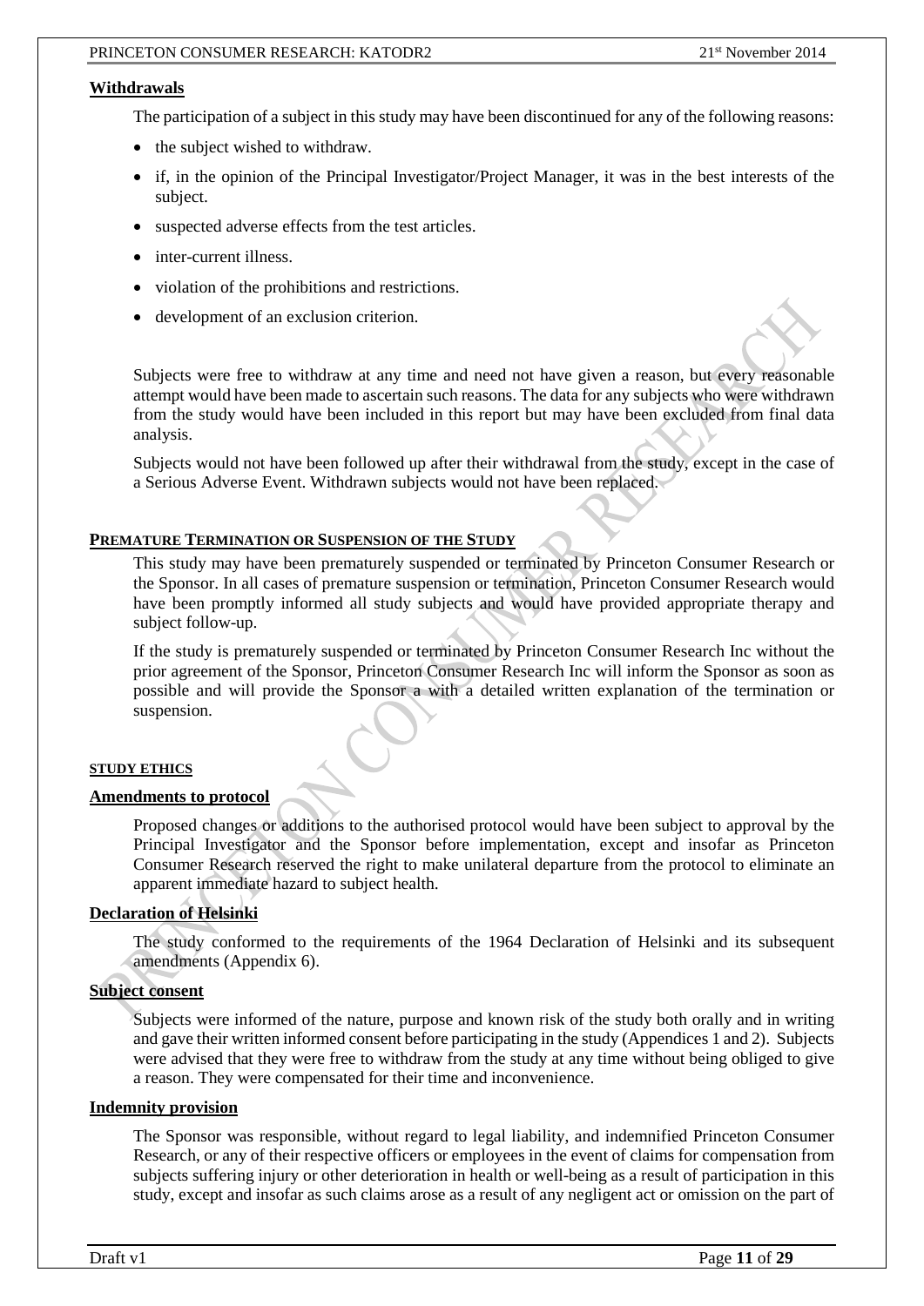## Withdrawals

The participation of a subject in this study may have been discontinued for any of the following reasons:

- the subject wished to withdraw.
- if, in the opinion of the Principal Investigator/Project Manager, it was in the best interests of the subject.
- suspected adverse effects from the test articles.
- inter-current illness.
- violation of the prohibitions and restrictions.
- development of an exclusion criterion.

Subjects were free to withdraw at any time and need not have given a reason, but every reasonable attempt would have been made to ascertain such reasons. The data for any subjects who were withdrawn from the study would have been included in this report but may have been excluded from final data analysis.

Subjects would not have been followed up after their withdrawal from the study, except in the case of a Serious Adverse Event. Withdrawn subjects would not have been replaced.

## PREMATURE TERMINATION OR SUSPENSION OF THE STUDY

This study may have been prematurely suspended or terminated by Princeton Consumer Research or the Sponsor. In all cases of premature suspension or termination, Princeton Consumer Research would have been promptly informed all study subjects and would have provided appropriate therapy and subject follow-up.

If the study is prematurely suspended or terminated by Princeton Consumer Research Inc without the prior agreement of the Sponsor, Princeton Consumer Research Inc will inform the Sponsor as soon as possible and will provide the Sponsor a with a detailed written explanation of the termination or suspension.

## STUDY ETHICS

### Amendments to protocol

Proposed changes or additions to the authorised protocol would have been subject to approval by the Principal Investigator and the Sponsor before implementation, except and insofar as Princeton Consumer Research reserved the right to make unilateral departure from the protocol to eliminate an apparent immediate hazard to subject health.

### Declaration of Helsinki

The study conformed to the requirements of the 1964 Declaration of Helsinki and its subsequent amendments (Appendix 6).

### Subject consent

Subjects were informed of the nature, purpose and known risk of the study both orally and in writing and gave their written informed consent before participating in the study (Appendices 1 and 2). Subjects were advised that they were free to withdraw from the study at any time without being obliged to give a reason. They were compensated for their time and inconvenience.

### Indemnity provision

The Sponsor was responsible, without regard to legal liability, and indemnified Princeton Consumer Research, or any of their respective officers or employees in the event of claims for compensation from subjects suffering injury or other deterioration in health or well-being as a result of participation in this study, except and insofar as such claims arose as a result of any negligent act or omission on the part of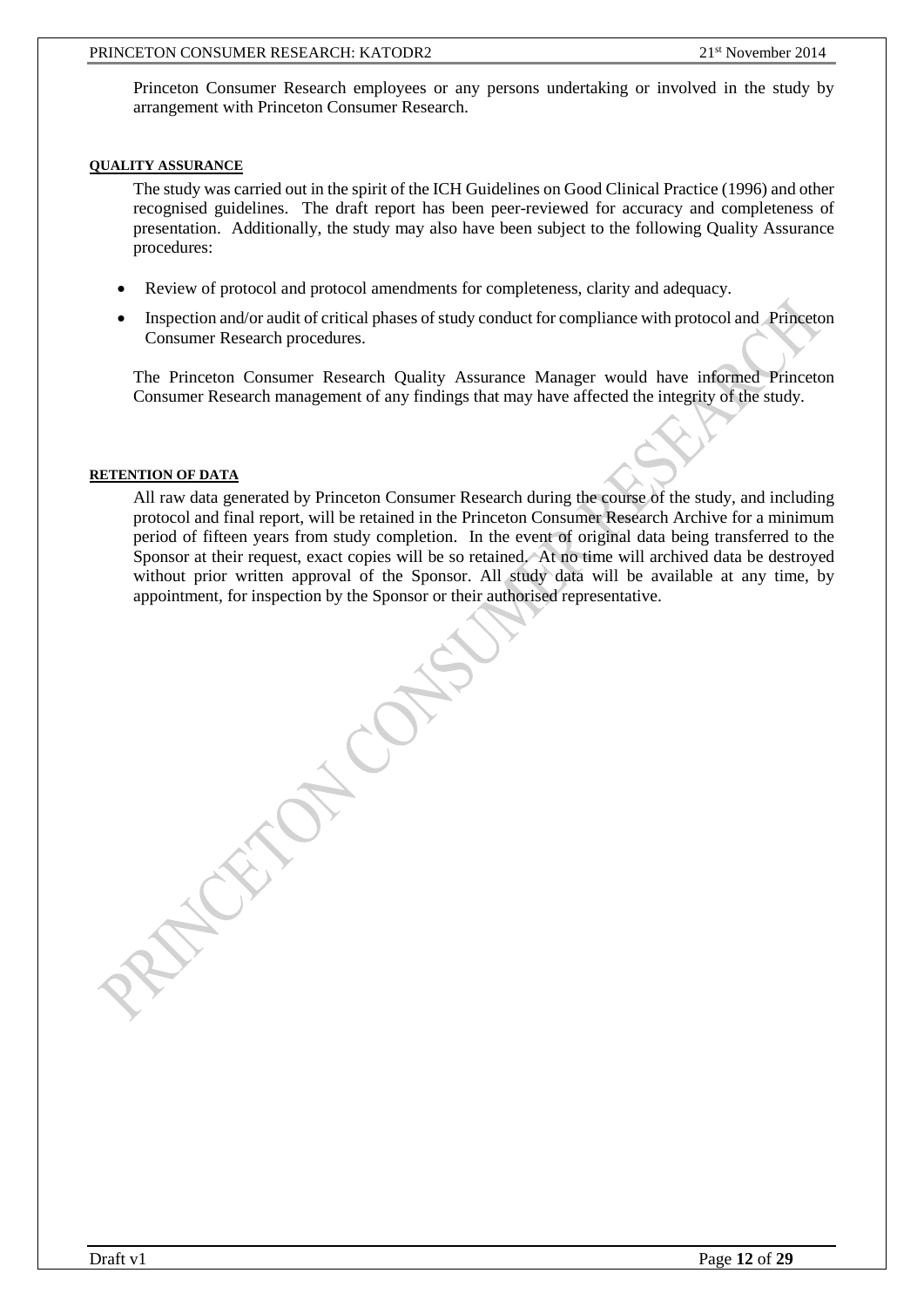Princeton Consumer Research employees or any persons undertaking or involved in the study by arrangement with Princeton Consumer Research.

#### QUALITY ASSURANCE

The study was carried out in the spirit of the ICH Guidelines on Good Clinical Practice (1996) and other recognised guidelines. The draft report has been peer-reviewed for accuracy and completeness of presentation. Additionally, the study may also have been subject to the following Quality Assurance procedures:

- Review of protocol and protocol amendments for completeness, clarity and adequacy.
- Inspection and/or audit of critical phases of study conduct for compliance with protocol and Princeton Consumer Research procedures.

The Princeton Consumer Research Quality Assurance Manager would have informed Princeton Consumer Research management of any findings that may have affected the integrity of the study.

#### RETENTION OF DATA

All raw data generated by Princeton Consumer Research during the course of the study, and including protocol and final report, will be retained in the Princeton Consumer Research Archive for a minimum period of fifteen years from study completion. In the event of original data being transferred to the Sponsor at their request, exact copies will be so retained. At no time will archived data be destroyed without prior written approval of the Sponsor. All study data will be available at any time, by appointment, for inspection by the Sponsor or their authorised representative.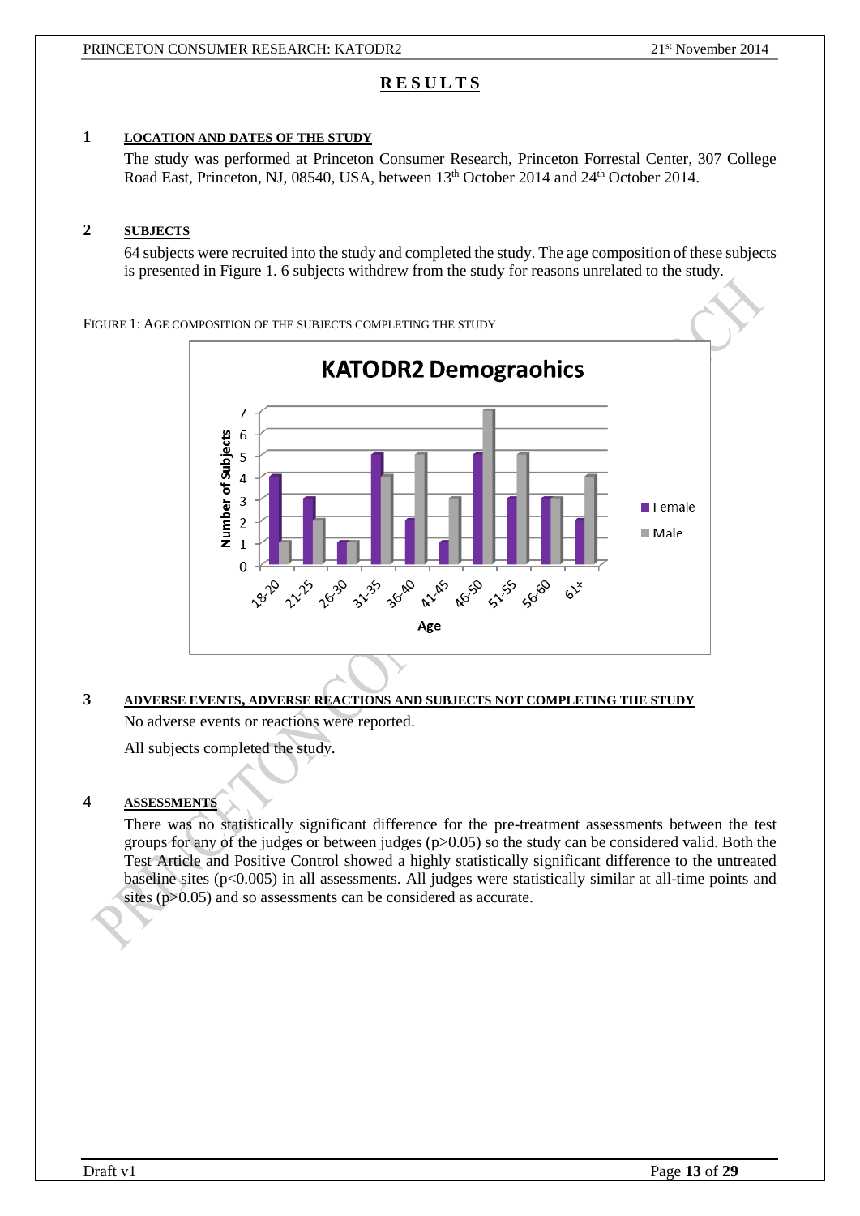# RESULTS

## 1 LOCATION AND DATES OF THE STUDY

The study was performed at Princeton Consumer Research, Princeton Forrestal Center, 307 College Road East, Princeton, NJ, 08540, USA, between 13th October 2014 and 24th October 2014.

## 2 SUBJECTS

64 subjects were recruited into the study and completed the study. The age composition of these subjects is presented in Figure 1. 6 subjects withdrew from the study for reasons unrelated to the study.

FIGURE 1: AGE COMPOSITION OF THE SUBJECTS COMPLETING THE STUDY

**KATODR2 Demograohics**

| Age | Female | Male |
|---|---|---|
| 18-20 | 4 | 1 |
| 21-25 | 3 | 2 |
| 26-30 | 1 | 1 |
| 31-35 | 5 | 4 |
| 36-40 | 2 | 5 |
| 41-45 | 1 | 3 |
| 46-50 | 5 | 7 |
| 51-55 | 3 | 5 |
| 56-60 | 3 | 3 |
| 61+ | 2 | 4 |

## 3 ADVERSE EVENTS, ADVERSE REACTIONS AND SUBJECTS NOT COMPLETING THE STUDY

No adverse events or reactions were reported.

All subjects completed the study.

## 4 ASSESSMENTS

There was no statistically significant difference for the pre-treatment assessments between the test groups for any of the judges or between judges ($p>0.05$) so the study can be considered valid. Both the Test Article and Positive Control showed a highly statistically significant difference to the untreated baseline sites ($p<0.005$) in all assessments. All judges were statistically similar at all-time points and sites ($p>0.05$) and so assessments can be considered as accurate.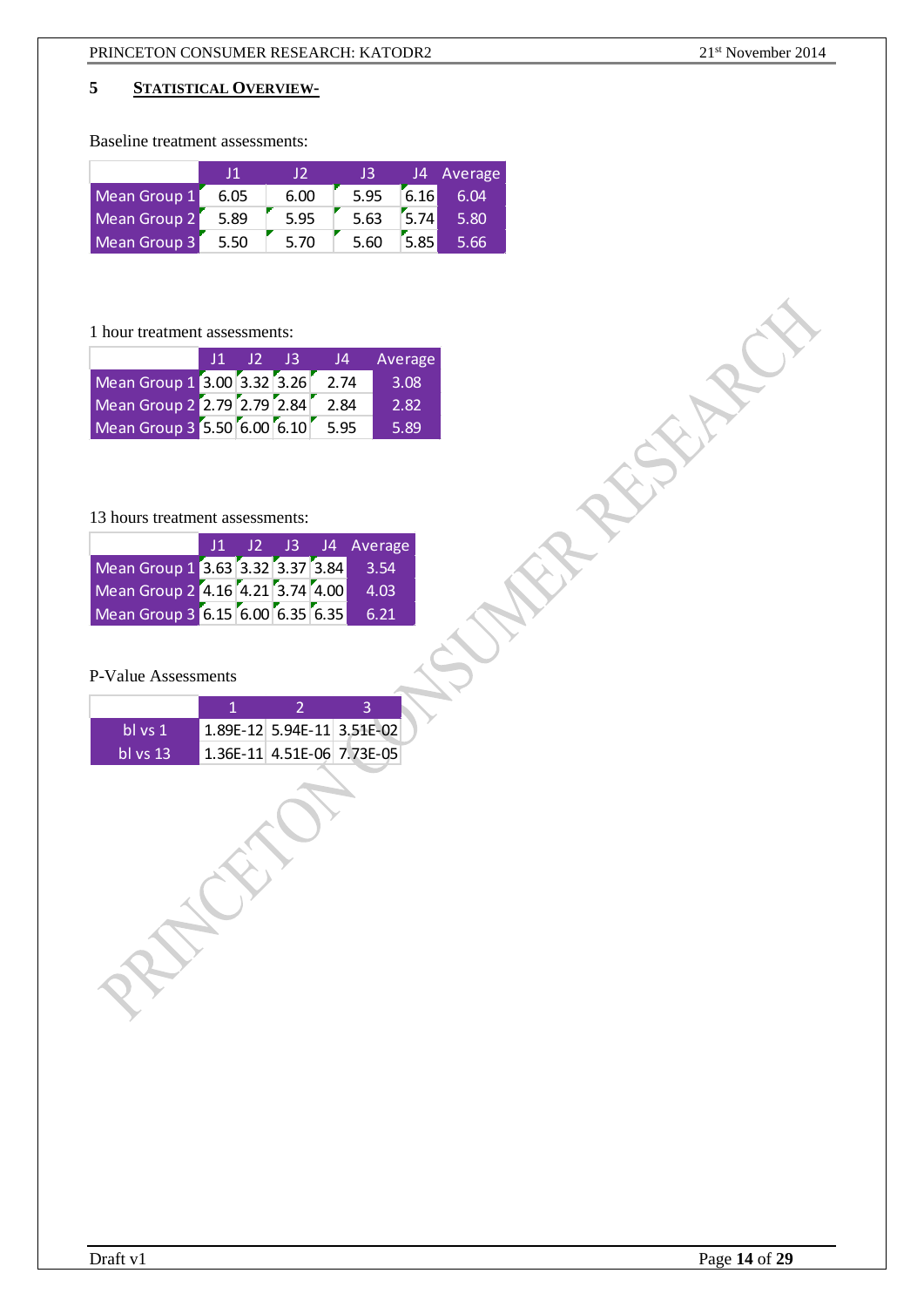## 5 STATISTICAL OVERVIEW-

Baseline treatment assessments:

| | J1 | J2 | J3 | J4 | Average |
|---|---|---|---|---|---|
| Mean Group 1 | 6.05 | 6.00 | 5.95 | 6.16 | 6.04 |
| Mean Group 2 | 5.89 | 5.95 | 5.63 | 5.74 | 5.80 |
| Mean Group 3 | 5.50 | 5.70 | 5.60 | 5.85 | 5.66 |

1 hour treatment assessments:

| | J1 | J2 | J3 | J4 | Average |
|---|---|---|---|---|---|
| Mean Group 1 | 3.00 | 3.32 | 3.26 | 2.74 | 3.08 |
| Mean Group 2 | 2.79 | 2.79 | 2.84 | 2.84 | 2.82 |
| Mean Group 3 | 5.50 | 6.00 | 6.10 | 5.95 | 5.89 |

13 hours treatment assessments:

| | J1 | J2 | J3 | J4 | Average |
|---|---|---|---|---|---|
| Mean Group 1 | 3.63 | 3.32 | 3.37 | 3.84 | 3.54 |
| Mean Group 2 | 4.16 | 4.21 | 3.74 | 4.00 | 4.03 |
| Mean Group 3 | 6.15 | 6.00 | 6.35 | 6.35 | 6.21 |

P-Value Assessments

| | 1 | 2 | 3 |
|---|---|---|---|
| bl vs 1 | 1.89E-12 | 5.94E-11 | 3.51E-02 |
| bl vs 13 | 1.36E-11 | 4.51E-06 | 7.73E-05 |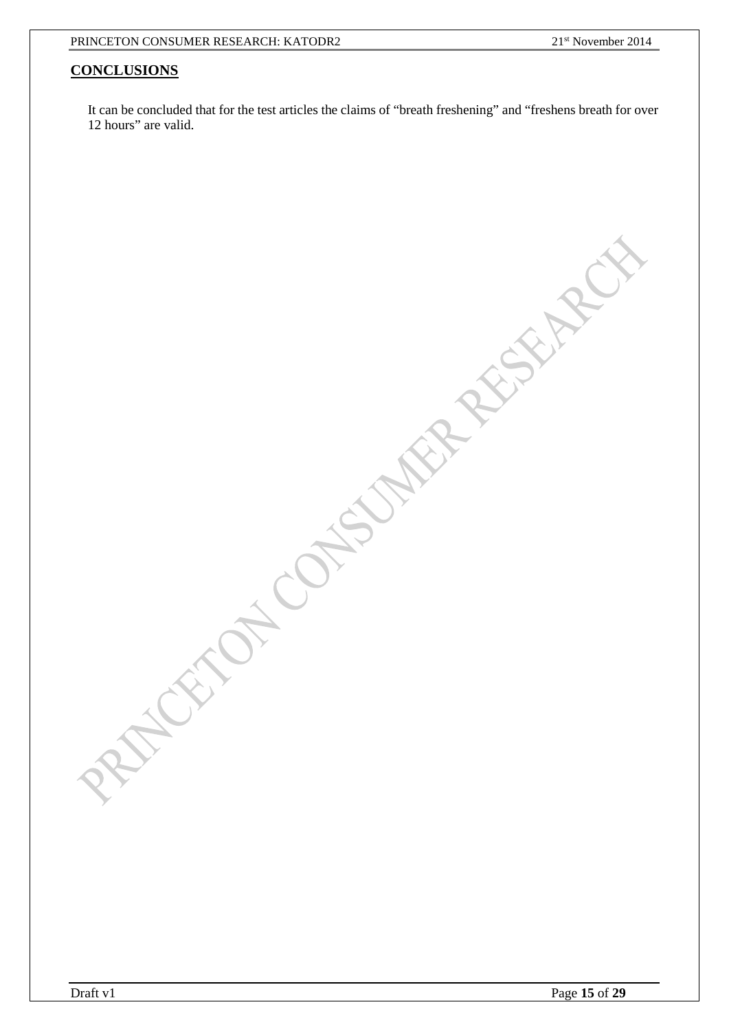## CONCLUSIONS

It can be concluded that for the test articles the claims of "breath freshening" and "freshens breath for over 12 hours" are valid.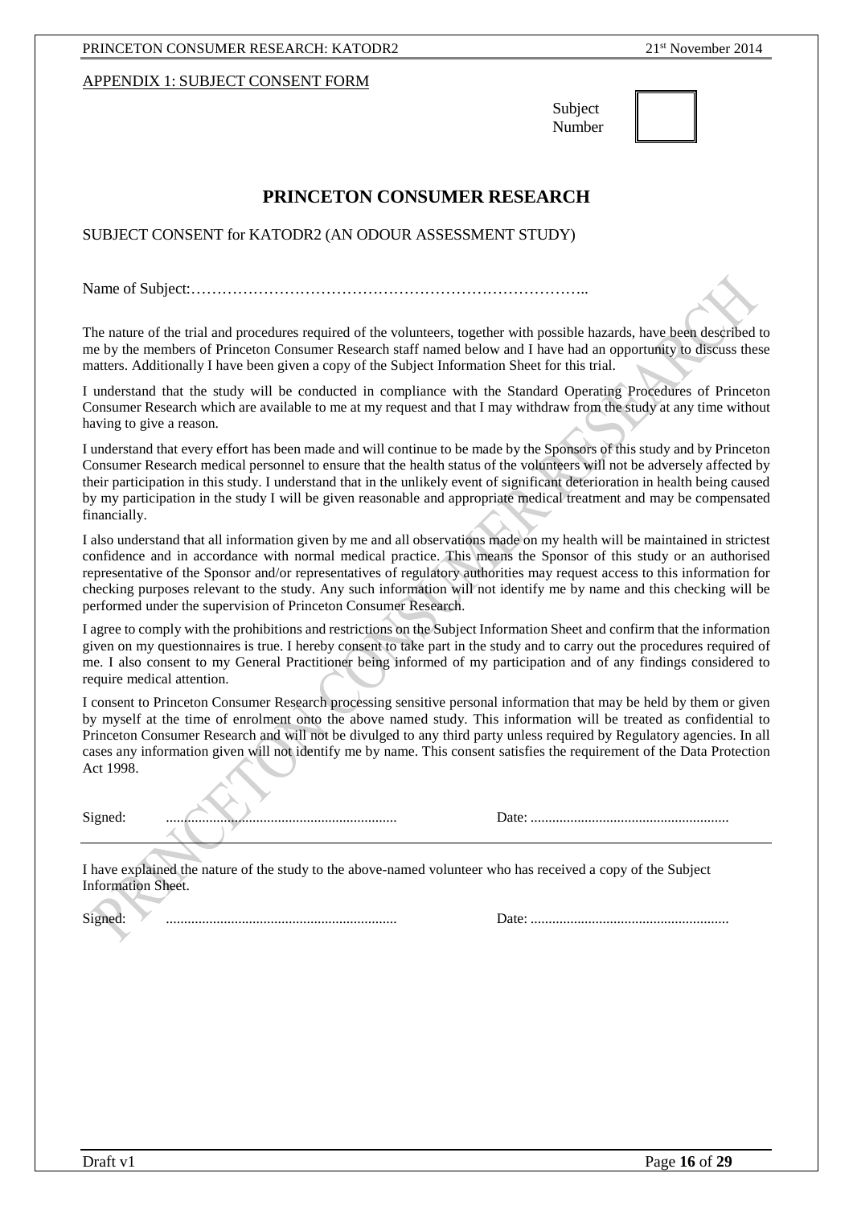APPENDIX 1: SUBJECT CONSENT FORM

Subject Number

# PRINCETON CONSUMER RESEARCH

SUBJECT CONSENT for KATODR2 (AN ODOUR ASSESSMENT STUDY)

Name of Subject:…………………………………………………………………..

The nature of the trial and procedures required of the volunteers, together with possible hazards, have been described to me by the members of Princeton Consumer Research staff named below and I have had an opportunity to discuss these matters. Additionally I have been given a copy of the Subject Information Sheet for this trial.

I understand that the study will be conducted in compliance with the Standard Operating Procedures of Princeton Consumer Research which are available to me at my request and that I may withdraw from the study at any time without having to give a reason.

I understand that every effort has been made and will continue to be made by the Sponsors of this study and by Princeton Consumer Research medical personnel to ensure that the health status of the volunteers will not be adversely affected by their participation in this study. I understand that in the unlikely event of significant deterioration in health being caused by my participation in the study I will be given reasonable and appropriate medical treatment and may be compensated financially.

I also understand that all information given by me and all observations made on my health will be maintained in strictest confidence and in accordance with normal medical practice. This means the Sponsor of this study or an authorised representative of the Sponsor and/or representatives of regulatory authorities may request access to this information for checking purposes relevant to the study. Any such information will not identify me by name and this checking will be performed under the supervision of Princeton Consumer Research.

I agree to comply with the prohibitions and restrictions on the Subject Information Sheet and confirm that the information given on my questionnaires is true. I hereby consent to take part in the study and to carry out the procedures required of me. I also consent to my General Practitioner being informed of my participation and of any findings considered to require medical attention.

I consent to Princeton Consumer Research processing sensitive personal information that may be held by them or given by myself at the time of enrolment onto the above named study. This information will be treated as confidential to Princeton Consumer Research and will not be divulged to any third party unless required by Regulatory agencies. In all cases any information given will not identify me by name. This consent satisfies the requirement of the Data Protection Act 1998.

Signed: ............................................................... Date: .......................................................

---

I have explained the nature of the study to the above-named volunteer who has received a copy of the Subject Information Sheet.

Signed: ............................................................... Date: .......................................................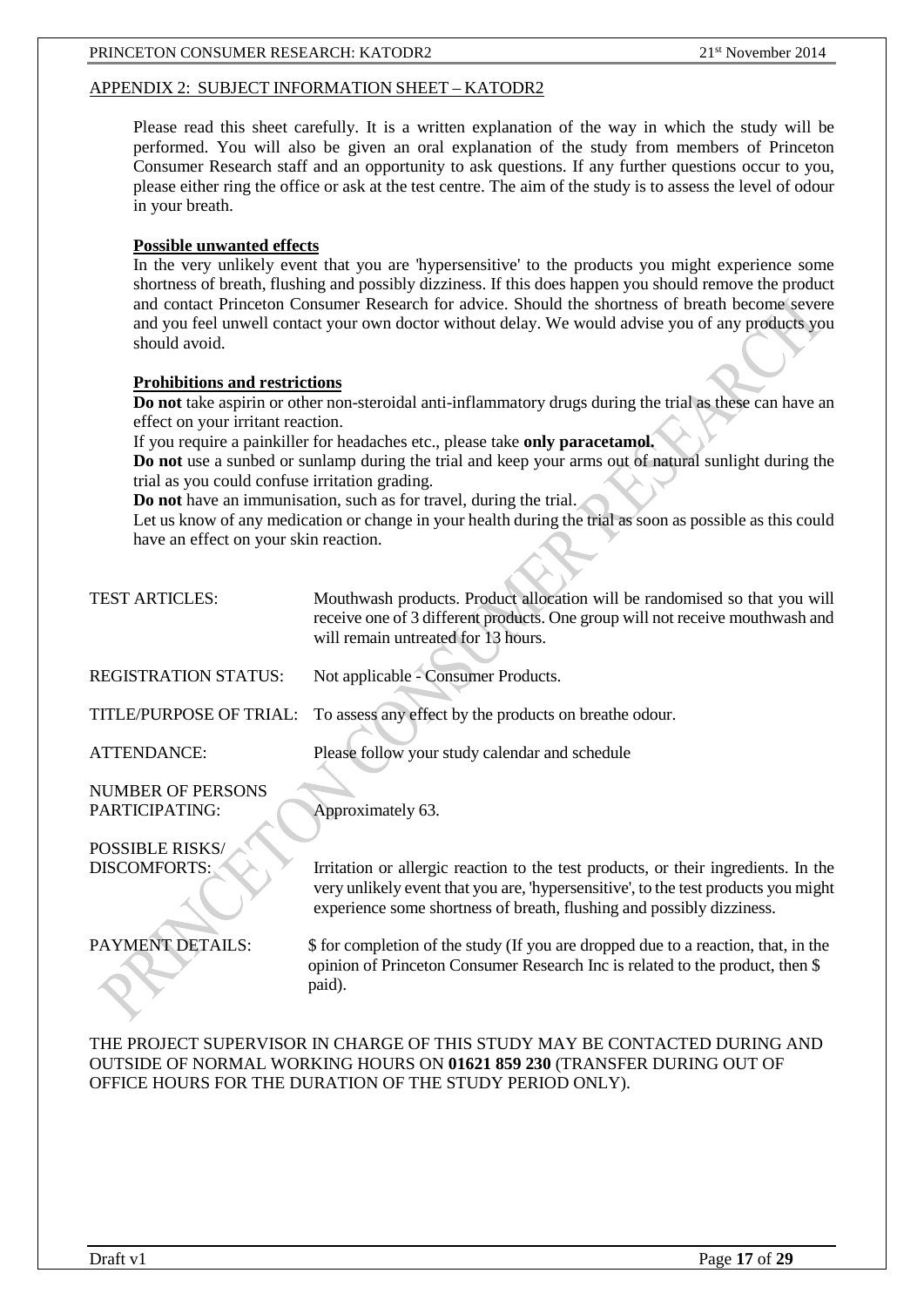## APPENDIX 2: SUBJECT INFORMATION SHEET – KATODR2

Please read this sheet carefully. It is a written explanation of the way in which the study will be performed. You will also be given an oral explanation of the study from members of Princeton Consumer Research staff and an opportunity to ask questions. If any further questions occur to you, please either ring the office or ask at the test centre. The aim of the study is to assess the level of odour in your breath.

### Possible unwanted effects

In the very unlikely event that you are 'hypersensitive' to the products you might experience some shortness of breath, flushing and possibly dizziness. If this does happen you should remove the product and contact Princeton Consumer Research for advice. Should the shortness of breath become severe and you feel unwell contact your own doctor without delay. We would advise you of any products you should avoid.

### Prohibitions and restrictions

**Do not** take aspirin or other non-steroidal anti-inflammatory drugs during the trial as these can have an effect on your irritant reaction.

If you require a painkiller for headaches etc., please take **only paracetamol.**

**Do not** use a sunbed or sunlamp during the trial and keep your arms out of natural sunlight during the trial as you could confuse irritation grading.

**Do not** have an immunisation, such as for travel, during the trial.

Let us know of any medication or change in your health during the trial as soon as possible as this could have an effect on your skin reaction.

| | |
|---|---|
| TEST ARTICLES: | Mouthwash products. Product allocation will be randomised so that you will receive one of 3 different products. One group will not receive mouthwash and will remain untreated for 13 hours. |
| REGISTRATION STATUS: | Not applicable - Consumer Products. |
| TITLE/PURPOSE OF TRIAL: | To assess any effect by the products on breathe odour. |
| ATTENDANCE: | Please follow your study calendar and schedule |
| NUMBER OF PERSONS PARTICIPATING: | Approximately 63. |
| POSSIBLE RISKS/ DISCOMFORTS: | Irritation or allergic reaction to the test products, or their ingredients. In the very unlikely event that you are, 'hypersensitive', to the test products you might experience some shortness of breath, flushing and possibly dizziness. |
| PAYMENT DETAILS: | $ for completion of the study (If you are dropped due to a reaction, that, in the opinion of Princeton Consumer Research Inc is related to the product, then $ paid). |

THE PROJECT SUPERVISOR IN CHARGE OF THIS STUDY MAY BE CONTACTED DURING AND OUTSIDE OF NORMAL WORKING HOURS ON **01621 859 230** (TRANSFER DURING OUT OF OFFICE HOURS FOR THE DURATION OF THE STUDY PERIOD ONLY).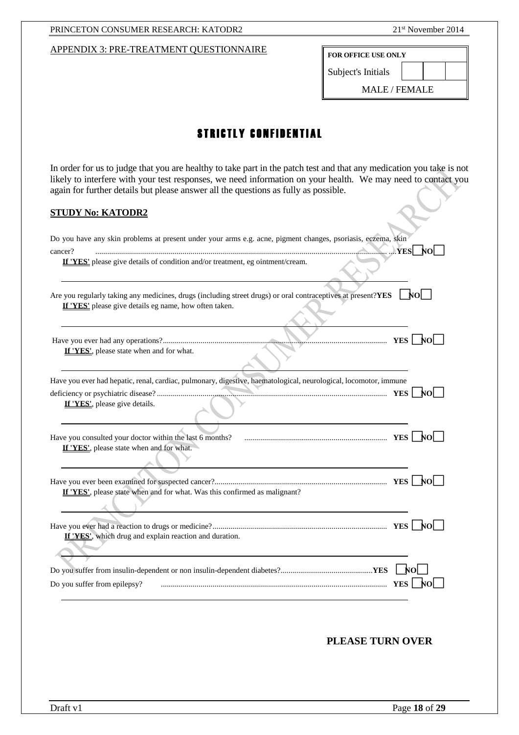APPENDIX 3: PRE-TREATMENT QUESTIONNAIRE

| FOR OFFICE USE ONLY | | | |
|---|---|---|---|
| Subject's Initials | | | |
| MALE / FEMALE | | | |

# STRICTLY CONFIDENTIAL

In order for us to judge that you are healthy to take part in the patch test and that any medication you take is not likely to interfere with your test responses, we need information on your health. We may need to contact you again for further details but please answer all the questions as fully as possible.

## STUDY No: KATODR2

Do you have any skin problems at present under your arms e.g. acne, pigment changes, psoriasis, eczema, skin cancer? ........................................................................................................................................ YES ☐ NO ☐

**If 'YES'** please give details of condition and/or treatment, eg ointment/cream.

---

Are you regularly taking any medicines, drugs (including street drugs) or oral contraceptives at present? YES ☐ NO ☐

**If 'YES'** please give details eg name, how often taken.

---

Have you ever had any operations?................................................................................................................ YES ☐ NO ☐

**If 'YES'**, please state when and for what.

---

Have you ever had hepatic, renal, cardiac, pulmonary, digestive, haematological, neurological, locomotor, immune deficiency or psychiatric disease? ................................................................................................................... YES ☐ NO ☐

**If 'YES'**, please give details.

---

Have you consulted your doctor within the last 6 months? ........................................................................ YES ☐ NO ☐

**If 'YES'**, please state when and for what.

---

Have you ever been examined for suspected cancer?....................................................................................... YES ☐ NO ☐

**If 'YES'**, please state when and for what. Was this confirmed as malignant?

---

Have you ever had a reaction to drugs or medicine?........................................................................................ YES ☐ NO ☐

**If 'YES'**, which drug and explain reaction and duration.

---

Do you suffer from insulin-dependent or non insulin-dependent diabetes?.............................................. YES ☐ NO ☐

Do you suffer from epilepsy? ................................................................................................................. YES ☐ NO ☐

---

**PLEASE TURN OVER**

Draft v1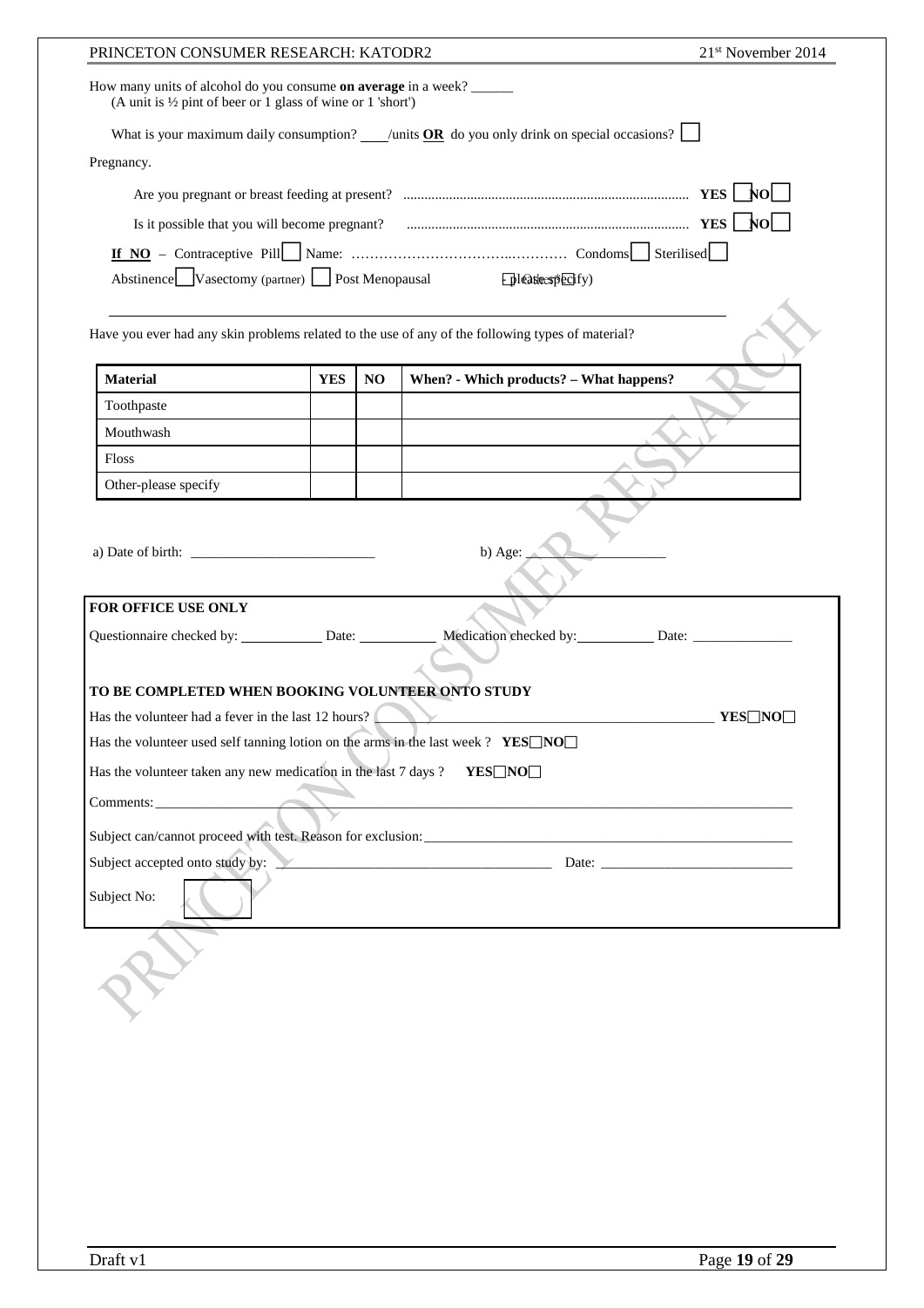How many units of alcohol do you consume **on average** in a week? ______
(A unit is ½ pint of beer or 1 glass of wine or 1 'short')

What is your maximum daily consumption? ____/units **OR** do you only drink on special occasions? ☐

Pregnancy.

Are you pregnant or breast feeding at present? ............................................................................... **YES** ☐ **NO** ☐

Is it possible that you will become pregnant? ............................................................................... **YES** ☐ **NO** ☐

**If NO** – Contraceptive Pill ☐ Name: ……………………………..………… Condoms ☐ Sterilised ☐

Abstinence ☐ Vasectomy (partner) ☐ Post Menopausal ☐ Other (please specify)

Have you ever had any skin problems related to the use of any of the following types of material?

| Material | YES | NO | When? - Which products? – What happens? |
|---|---|---|---|
| Toothpaste | | | |
| Mouthwash | | | |
| Floss | | | |
| Other-please specify | | | |

a) Date of birth: ___________________________ b) Age: ___________________

**FOR OFFICE USE ONLY**

Questionnaire checked by: ___________ Date: ___________ Medication checked by: ___________ Date: ______________

**TO BE COMPLETED WHEN BOOKING VOLUNTEER ONTO STUDY**

Has the volunteer had a fever in the last 12 hours? ______________________________________________ **YES**☐**NO**☐

Has the volunteer used self tanning lotion on the arms in the last week ? **YES**☐**NO**☐

Has the volunteer taken any new medication in the last 7 days ? **YES**☐**NO**☐

Comments: ____________________________________________________________________________________

Subject can/cannot proceed with test. Reason for exclusion: ____________________________________________

Subject accepted onto study by: ________________________________________ Date: ___________________________

Subject No: ☐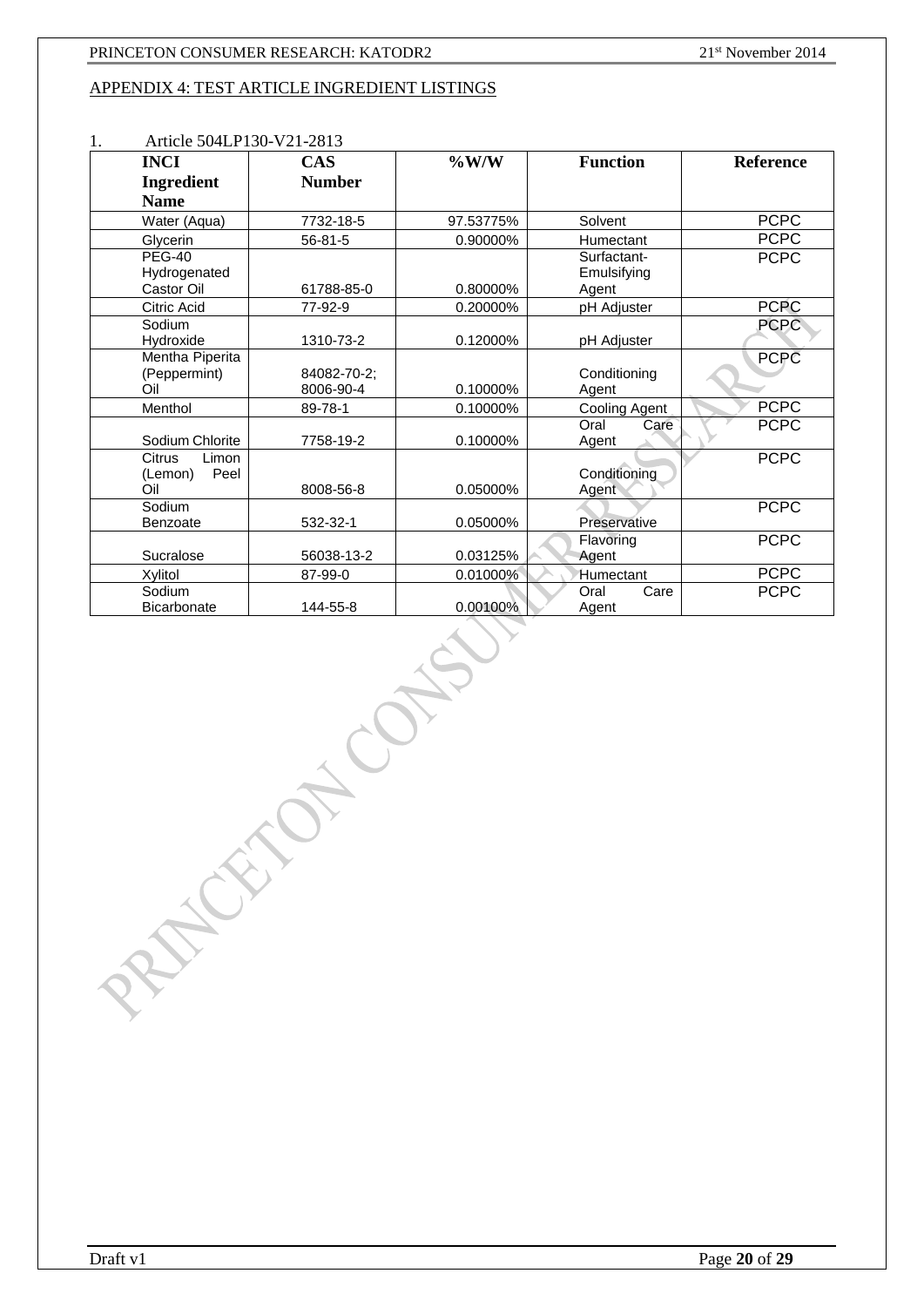## APPENDIX 4: TEST ARTICLE INGREDIENT LISTINGS

1. Article 504LP130-V21-2813

| INCI Ingredient Name | CAS Number | %W/W | Function | Reference |
|---|---|---|---|---|
| Water (Aqua) | 7732-18-5 | 97.53775% | Solvent | PCPC |
| Glycerin | 56-81-5 | 0.90000% | Humectant | PCPC |
| PEG-40 Hydrogenated Castor Oil | 61788-85-0 | 0.80000% | Surfactant-Emulsifying Agent | PCPC |
| Citric Acid | 77-92-9 | 0.20000% | pH Adjuster | PCPC |
| Sodium Hydroxide | 1310-73-2 | 0.12000% | pH Adjuster | PCPC |
| Mentha Piperita (Peppermint) Oil | 84082-70-2; 8006-90-4 | 0.10000% | Conditioning Agent | PCPC |
| Menthol | 89-78-1 | 0.10000% | Cooling Agent | PCPC |
| Sodium Chlorite | 7758-19-2 | 0.10000% | Oral Care Agent | PCPC |
| Citrus Limon (Lemon) Peel Oil | 8008-56-8 | 0.05000% | Conditioning Agent | PCPC |
| Sodium Benzoate | 532-32-1 | 0.05000% | Preservative | PCPC |
| Sucralose | 56038-13-2 | 0.03125% | Flavoring Agent | PCPC |
| Xylitol | 87-99-0 | 0.01000% | Humectant | PCPC |
| Sodium Bicarbonate | 144-55-8 | 0.00100% | Oral Care Agent | PCPC |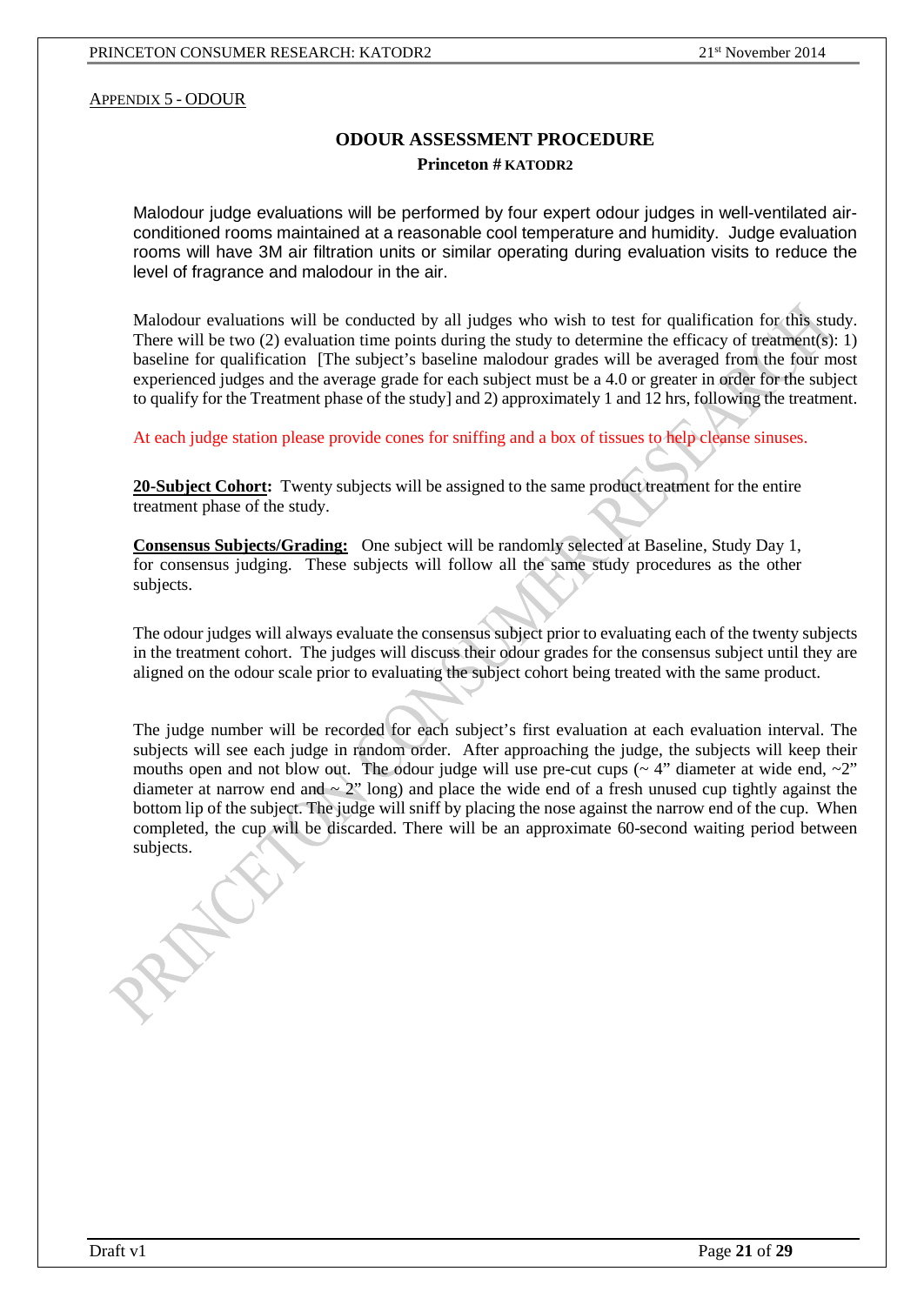Appendix 5 - Odour

# ODOUR ASSESSMENT PROCEDURE

**Princeton # KATODR2**

Malodour judge evaluations will be performed by four expert odour judges in well-ventilated air-conditioned rooms maintained at a reasonable cool temperature and humidity. Judge evaluation rooms will have 3M air filtration units or similar operating during evaluation visits to reduce the level of fragrance and malodour in the air.

Malodour evaluations will be conducted by all judges who wish to test for qualification for this study. There will be two (2) evaluation time points during the study to determine the efficacy of treatment(s): 1) baseline for qualification [The subject's baseline malodour grades will be averaged from the four most experienced judges and the average grade for each subject must be a 4.0 or greater in order for the subject to qualify for the Treatment phase of the study] and 2) approximately 1 and 12 hrs, following the treatment.

At each judge station please provide cones for sniffing and a box of tissues to help cleanse sinuses.

**20-Subject Cohort:** Twenty subjects will be assigned to the same product treatment for the entire treatment phase of the study.

**Consensus Subjects/Grading:** One subject will be randomly selected at Baseline, Study Day 1, for consensus judging. These subjects will follow all the same study procedures as the other subjects.

The odour judges will always evaluate the consensus subject prior to evaluating each of the twenty subjects in the treatment cohort. The judges will discuss their odour grades for the consensus subject until they are aligned on the odour scale prior to evaluating the subject cohort being treated with the same product.

The judge number will be recorded for each subject's first evaluation at each evaluation interval. The subjects will see each judge in random order. After approaching the judge, the subjects will keep their mouths open and not blow out. The odour judge will use pre-cut cups (~ 4" diameter at wide end, ~2" diameter at narrow end and ~ 2" long) and place the wide end of a fresh unused cup tightly against the bottom lip of the subject. The judge will sniff by placing the nose against the narrow end of the cup. When completed, the cup will be discarded. There will be an approximate 60-second waiting period between subjects.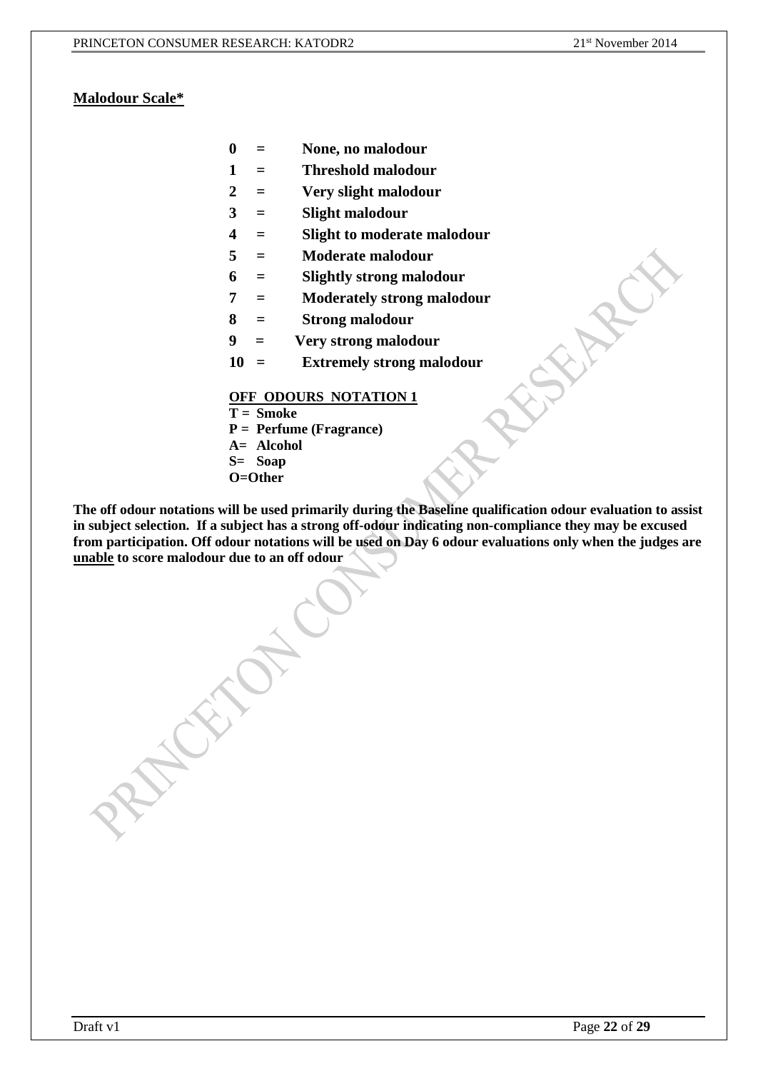## Malodour Scale*

**0 = None, no malodour**
**1 = Threshold malodour**
**2 = Very slight malodour**
**3 = Slight malodour**
**4 = Slight to moderate malodour**
**5 = Moderate malodour**
**6 = Slightly strong malodour**
**7 = Moderately strong malodour**
**8 = Strong malodour**
**9 = Very strong malodour**
**10 = Extremely strong malodour**

**OFF ODOURS NOTATION 1**

**T = Smoke**
**P = Perfume (Fragrance)**
**A= Alcohol**
**S= Soap**
**O=Other**

**The off odour notations will be used primarily during the Baseline qualification odour evaluation to assist in subject selection. If a subject has a strong off-odour indicating non-compliance they may be excused from participation. Off odour notations will be used on Day 6 odour evaluations only when the judges are unable to score malodour due to an off odour**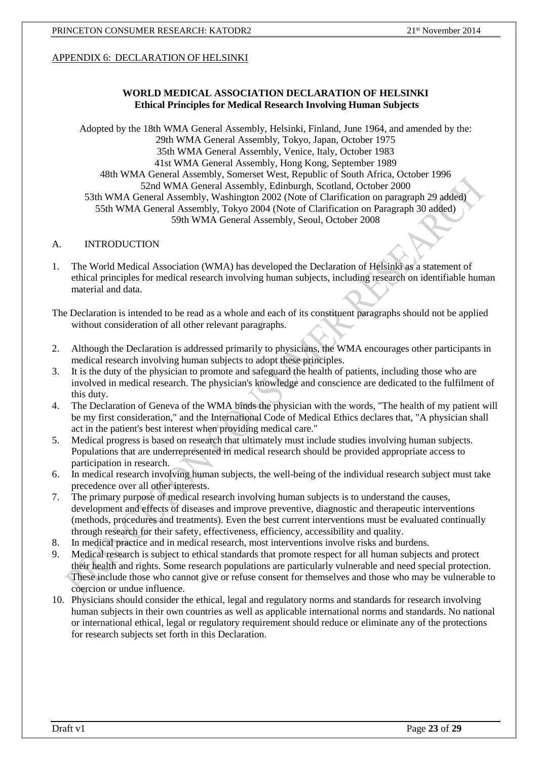APPENDIX 6: DECLARATION OF HELSINKI

## WORLD MEDICAL ASSOCIATION DECLARATION OF HELSINKI
### Ethical Principles for Medical Research Involving Human Subjects

Adopted by the 18th WMA General Assembly, Helsinki, Finland, June 1964, and amended by the:
29th WMA General Assembly, Tokyo, Japan, October 1975
35th WMA General Assembly, Venice, Italy, October 1983
41st WMA General Assembly, Hong Kong, September 1989
48th WMA General Assembly, Somerset West, Republic of South Africa, October 1996
52nd WMA General Assembly, Edinburgh, Scotland, October 2000
53th WMA General Assembly, Washington 2002 (Note of Clarification on paragraph 29 added)
55th WMA General Assembly, Tokyo 2004 (Note of Clarification on Paragraph 30 added)
59th WMA General Assembly, Seoul, October 2008

A. INTRODUCTION

1. The World Medical Association (WMA) has developed the Declaration of Helsinki as a statement of ethical principles for medical research involving human subjects, including research on identifiable human material and data.

The Declaration is intended to be read as a whole and each of its constituent paragraphs should not be applied without consideration of all other relevant paragraphs.

2. Although the Declaration is addressed primarily to physicians, the WMA encourages other participants in medical research involving human subjects to adopt these principles.
3. It is the duty of the physician to promote and safeguard the health of patients, including those who are involved in medical research. The physician's knowledge and conscience are dedicated to the fulfilment of this duty.
4. The Declaration of Geneva of the WMA binds the physician with the words, "The health of my patient will be my first consideration," and the International Code of Medical Ethics declares that, "A physician shall act in the patient's best interest when providing medical care."
5. Medical progress is based on research that ultimately must include studies involving human subjects. Populations that are underrepresented in medical research should be provided appropriate access to participation in research.
6. In medical research involving human subjects, the well-being of the individual research subject must take precedence over all other interests.
7. The primary purpose of medical research involving human subjects is to understand the causes, development and effects of diseases and improve preventive, diagnostic and therapeutic interventions (methods, procedures and treatments). Even the best current interventions must be evaluated continually through research for their safety, effectiveness, efficiency, accessibility and quality.
8. In medical practice and in medical research, most interventions involve risks and burdens.
9. Medical research is subject to ethical standards that promote respect for all human subjects and protect their health and rights. Some research populations are particularly vulnerable and need special protection. These include those who cannot give or refuse consent for themselves and those who may be vulnerable to coercion or undue influence.
10. Physicians should consider the ethical, legal and regulatory norms and standards for research involving human subjects in their own countries as well as applicable international norms and standards. No national or international ethical, legal or regulatory requirement should reduce or eliminate any of the protections for research subjects set forth in this Declaration.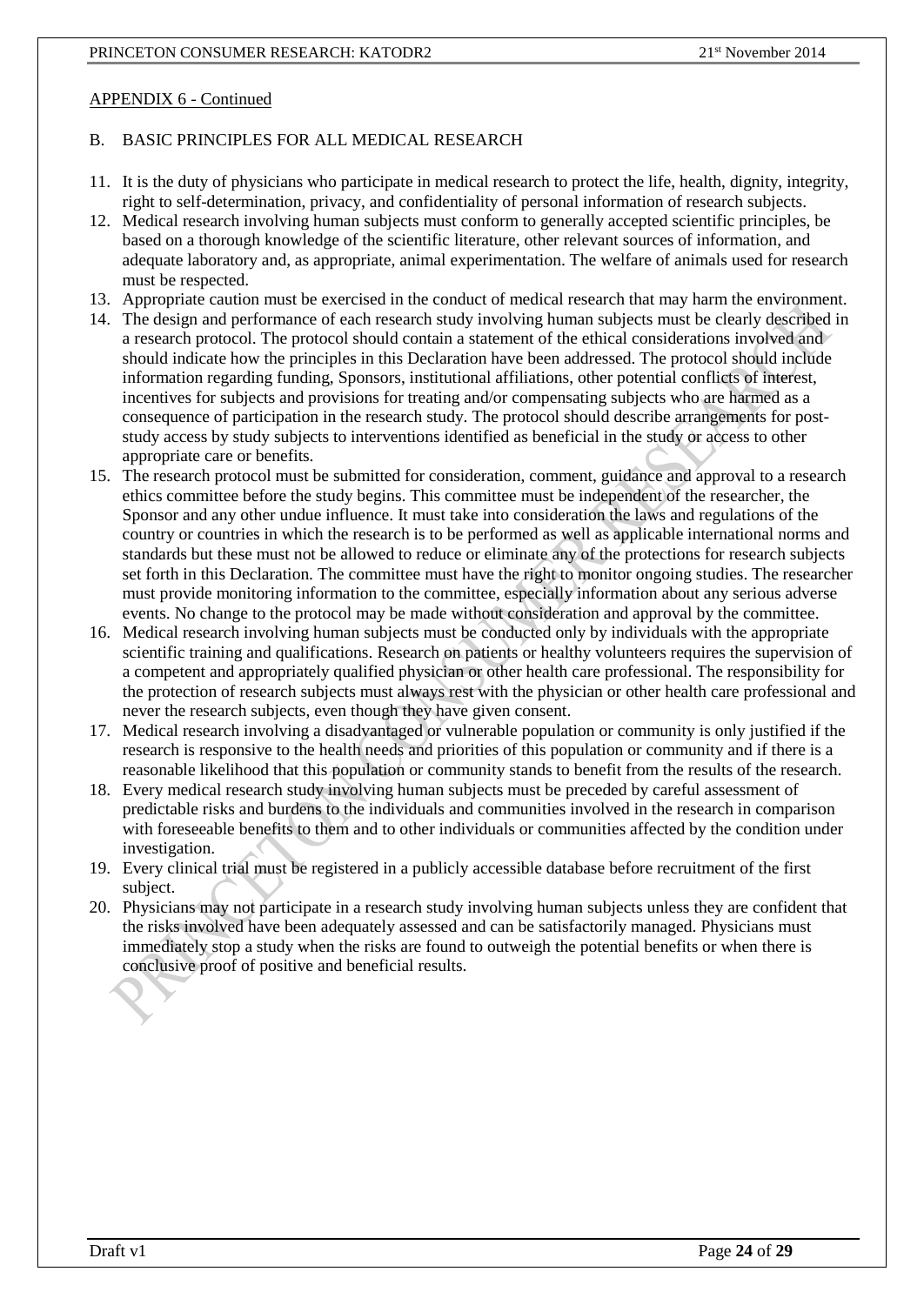APPENDIX 6 - Continued

B. BASIC PRINCIPLES FOR ALL MEDICAL RESEARCH

11. It is the duty of physicians who participate in medical research to protect the life, health, dignity, integrity, right to self-determination, privacy, and confidentiality of personal information of research subjects.
12. Medical research involving human subjects must conform to generally accepted scientific principles, be based on a thorough knowledge of the scientific literature, other relevant sources of information, and adequate laboratory and, as appropriate, animal experimentation. The welfare of animals used for research must be respected.
13. Appropriate caution must be exercised in the conduct of medical research that may harm the environment.
14. The design and performance of each research study involving human subjects must be clearly described in a research protocol. The protocol should contain a statement of the ethical considerations involved and should indicate how the principles in this Declaration have been addressed. The protocol should include information regarding funding, Sponsors, institutional affiliations, other potential conflicts of interest, incentives for subjects and provisions for treating and/or compensating subjects who are harmed as a consequence of participation in the research study. The protocol should describe arrangements for post-study access by study subjects to interventions identified as beneficial in the study or access to other appropriate care or benefits.
15. The research protocol must be submitted for consideration, comment, guidance and approval to a research ethics committee before the study begins. This committee must be independent of the researcher, the Sponsor and any other undue influence. It must take into consideration the laws and regulations of the country or countries in which the research is to be performed as well as applicable international norms and standards but these must not be allowed to reduce or eliminate any of the protections for research subjects set forth in this Declaration. The committee must have the right to monitor ongoing studies. The researcher must provide monitoring information to the committee, especially information about any serious adverse events. No change to the protocol may be made without consideration and approval by the committee.
16. Medical research involving human subjects must be conducted only by individuals with the appropriate scientific training and qualifications. Research on patients or healthy volunteers requires the supervision of a competent and appropriately qualified physician or other health care professional. The responsibility for the protection of research subjects must always rest with the physician or other health care professional and never the research subjects, even though they have given consent.
17. Medical research involving a disadvantaged or vulnerable population or community is only justified if the research is responsive to the health needs and priorities of this population or community and if there is a reasonable likelihood that this population or community stands to benefit from the results of the research.
18. Every medical research study involving human subjects must be preceded by careful assessment of predictable risks and burdens to the individuals and communities involved in the research in comparison with foreseeable benefits to them and to other individuals or communities affected by the condition under investigation.
19. Every clinical trial must be registered in a publicly accessible database before recruitment of the first subject.
20. Physicians may not participate in a research study involving human subjects unless they are confident that the risks involved have been adequately assessed and can be satisfactorily managed. Physicians must immediately stop a study when the risks are found to outweigh the potential benefits or when there is conclusive proof of positive and beneficial results.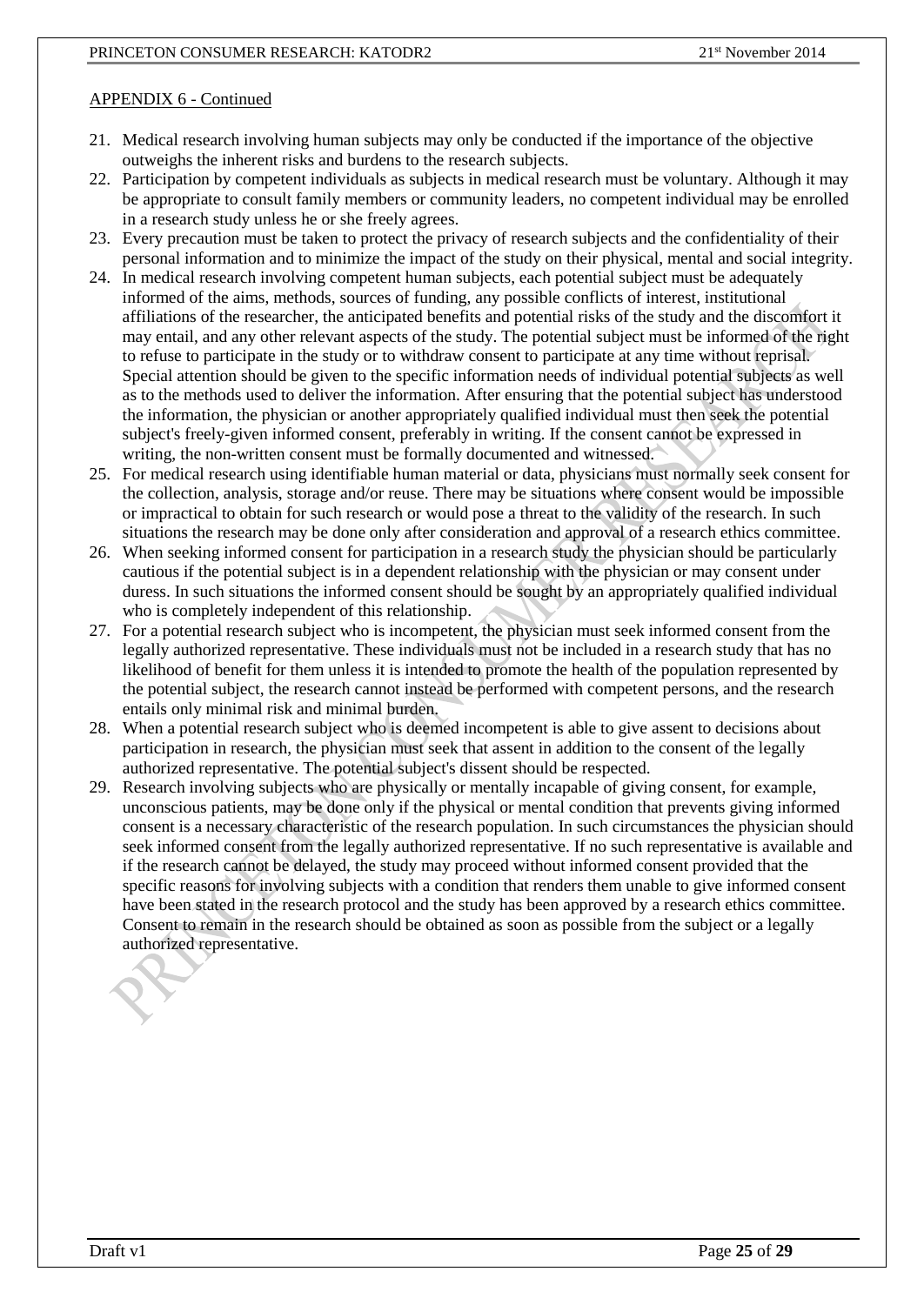APPENDIX 6 - Continued

21. Medical research involving human subjects may only be conducted if the importance of the objective outweighs the inherent risks and burdens to the research subjects.
22. Participation by competent individuals as subjects in medical research must be voluntary. Although it may be appropriate to consult family members or community leaders, no competent individual may be enrolled in a research study unless he or she freely agrees.
23. Every precaution must be taken to protect the privacy of research subjects and the confidentiality of their personal information and to minimize the impact of the study on their physical, mental and social integrity.
24. In medical research involving competent human subjects, each potential subject must be adequately informed of the aims, methods, sources of funding, any possible conflicts of interest, institutional affiliations of the researcher, the anticipated benefits and potential risks of the study and the discomfort it may entail, and any other relevant aspects of the study. The potential subject must be informed of the right to refuse to participate in the study or to withdraw consent to participate at any time without reprisal. Special attention should be given to the specific information needs of individual potential subjects as well as to the methods used to deliver the information. After ensuring that the potential subject has understood the information, the physician or another appropriately qualified individual must then seek the potential subject's freely-given informed consent, preferably in writing. If the consent cannot be expressed in writing, the non-written consent must be formally documented and witnessed.
25. For medical research using identifiable human material or data, physicians must normally seek consent for the collection, analysis, storage and/or reuse. There may be situations where consent would be impossible or impractical to obtain for such research or would pose a threat to the validity of the research. In such situations the research may be done only after consideration and approval of a research ethics committee.
26. When seeking informed consent for participation in a research study the physician should be particularly cautious if the potential subject is in a dependent relationship with the physician or may consent under duress. In such situations the informed consent should be sought by an appropriately qualified individual who is completely independent of this relationship.
27. For a potential research subject who is incompetent, the physician must seek informed consent from the legally authorized representative. These individuals must not be included in a research study that has no likelihood of benefit for them unless it is intended to promote the health of the population represented by the potential subject, the research cannot instead be performed with competent persons, and the research entails only minimal risk and minimal burden.
28. When a potential research subject who is deemed incompetent is able to give assent to decisions about participation in research, the physician must seek that assent in addition to the consent of the legally authorized representative. The potential subject's dissent should be respected.
29. Research involving subjects who are physically or mentally incapable of giving consent, for example, unconscious patients, may be done only if the physical or mental condition that prevents giving informed consent is a necessary characteristic of the research population. In such circumstances the physician should seek informed consent from the legally authorized representative. If no such representative is available and if the research cannot be delayed, the study may proceed without informed consent provided that the specific reasons for involving subjects with a condition that renders them unable to give informed consent have been stated in the research protocol and the study has been approved by a research ethics committee. Consent to remain in the research should be obtained as soon as possible from the subject or a legally authorized representative.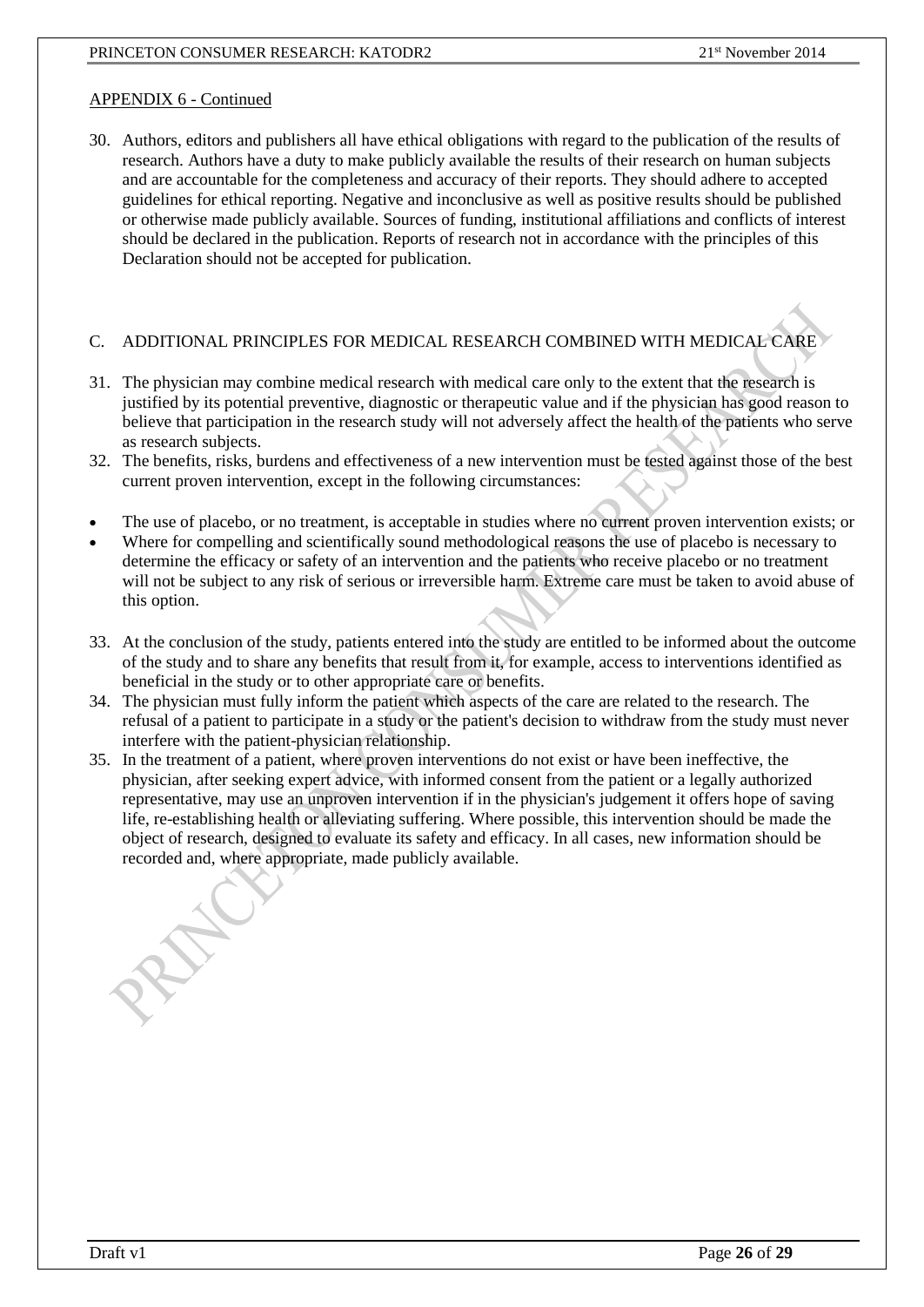APPENDIX 6 - Continued

30. Authors, editors and publishers all have ethical obligations with regard to the publication of the results of research. Authors have a duty to make publicly available the results of their research on human subjects and are accountable for the completeness and accuracy of their reports. They should adhere to accepted guidelines for ethical reporting. Negative and inconclusive as well as positive results should be published or otherwise made publicly available. Sources of funding, institutional affiliations and conflicts of interest should be declared in the publication. Reports of research not in accordance with the principles of this Declaration should not be accepted for publication.

## C. ADDITIONAL PRINCIPLES FOR MEDICAL RESEARCH COMBINED WITH MEDICAL CARE

31. The physician may combine medical research with medical care only to the extent that the research is justified by its potential preventive, diagnostic or therapeutic value and if the physician has good reason to believe that participation in the research study will not adversely affect the health of the patients who serve as research subjects.
32. The benefits, risks, burdens and effectiveness of a new intervention must be tested against those of the best current proven intervention, except in the following circumstances:

- The use of placebo, or no treatment, is acceptable in studies where no current proven intervention exists; or
- Where for compelling and scientifically sound methodological reasons the use of placebo is necessary to determine the efficacy or safety of an intervention and the patients who receive placebo or no treatment will not be subject to any risk of serious or irreversible harm. Extreme care must be taken to avoid abuse of this option.

33. At the conclusion of the study, patients entered into the study are entitled to be informed about the outcome of the study and to share any benefits that result from it, for example, access to interventions identified as beneficial in the study or to other appropriate care or benefits.
34. The physician must fully inform the patient which aspects of the care are related to the research. The refusal of a patient to participate in a study or the patient's decision to withdraw from the study must never interfere with the patient-physician relationship.
35. In the treatment of a patient, where proven interventions do not exist or have been ineffective, the physician, after seeking expert advice, with informed consent from the patient or a legally authorized representative, may use an unproven intervention if in the physician's judgement it offers hope of saving life, re-establishing health or alleviating suffering. Where possible, this intervention should be made the object of research, designed to evaluate its safety and efficacy. In all cases, new information should be recorded and, where appropriate, made publicly available.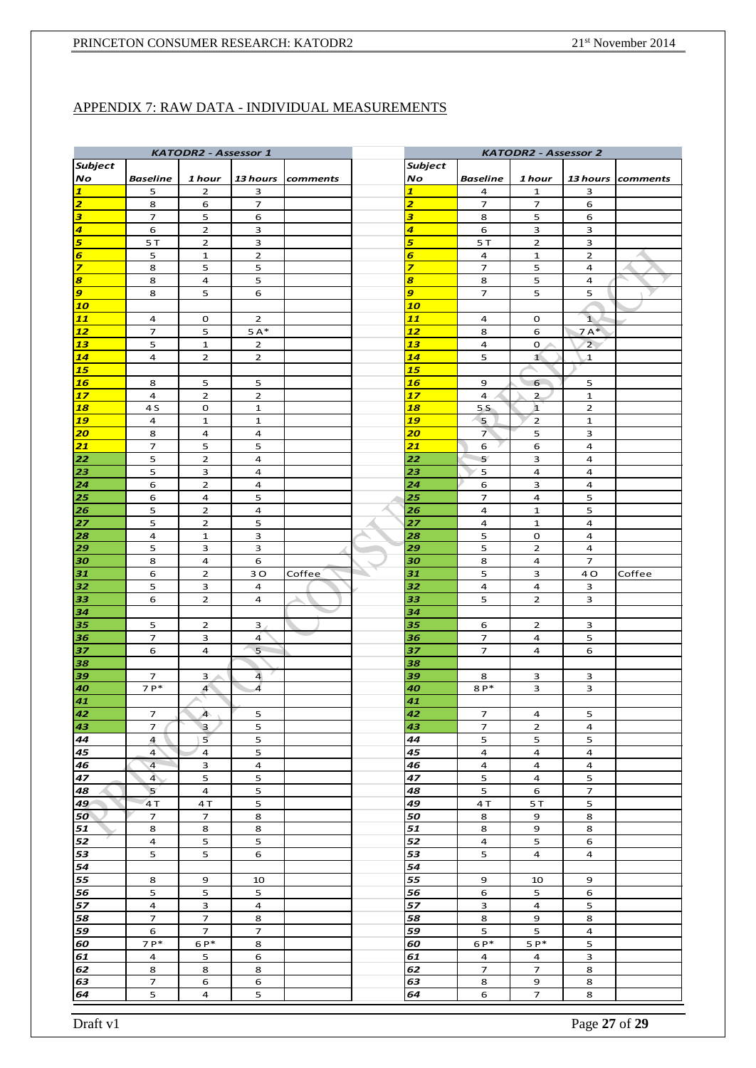## APPENDIX 7: RAW DATA - INDIVIDUAL MEASUREMENTS

| KATODR2 - Assessor 1 | | | | |
|---|---|---|---|---|
| Subject No | Baseline | 1 hour | 13 hours | comments |
| 1 | 5 | 2 | 3 | |
| 2 | 8 | 6 | 7 | |
| 3 | 7 | 5 | 6 | |
| 4 | 6 | 2 | 3 | |
| 5 | 5 T | 2 | 3 | |
| 6 | 5 | 1 | 2 | |
| 7 | 8 | 5 | 5 | |
| 8 | 8 | 4 | 5 | |
| 9 | 8 | 5 | 6 | |
| 10 | | | | |
| 11 | 4 | 0 | 2 | |
| 12 | 7 | 5 | 5 A* | |
| 13 | 5 | 1 | 2 | |
| 14 | 4 | 2 | 2 | |
| 15 | | | | |
| 16 | 8 | 5 | 5 | |
| 17 | 4 | 2 | 2 | |
| 18 | 4 S | 0 | 1 | |
| 19 | 4 | 1 | 1 | |
| 20 | 8 | 4 | 4 | |
| 21 | 7 | 5 | 5 | |
| 22 | 5 | 2 | 4 | |
| 23 | 5 | 3 | 4 | |
| 24 | 6 | 2 | 4 | |
| 25 | 6 | 4 | 5 | |
| 26 | 5 | 2 | 4 | |
| 27 | 5 | 2 | 5 | |
| 28 | 4 | 1 | 3 | |
| 29 | 5 | 3 | 3 | |
| 30 | 8 | 4 | 6 | |
| 31 | 6 | 2 | 3 O | Coffee |
| 32 | 5 | 3 | 4 | |
| 33 | 6 | 2 | 4 | |
| 34 | | | | |
| 35 | 5 | 2 | 3 | |
| 36 | 7 | 3 | 4 | |
| 37 | 6 | 4 | 5 | |
| 38 | | | | |
| 39 | 7 | 3 | 4 | |
| 40 | 7 P* | 4 | 4 | |
| 41 | | | | |
| 42 | 7 | 4 | 5 | |
| 43 | 7 | 3 | 5 | |
| 44 | 4 | 5 | 5 | |
| 45 | 4 | 4 | 5 | |
| 46 | 4 | 3 | 4 | |
| 47 | 4 | 5 | 5 | |
| 48 | 5 | 4 | 5 | |
| 49 | 4 T | 4 T | 5 | |
| 50 | 7 | 7 | 8 | |
| 51 | 8 | 8 | 8 | |
| 52 | 4 | 5 | 5 | |
| 53 | 5 | 5 | 6 | |
| 54 | | | | |
| 55 | 8 | 9 | 10 | |
| 56 | 5 | 5 | 5 | |
| 57 | 4 | 3 | 4 | |
| 58 | 7 | 7 | 8 | |
| 59 | 6 | 7 | 7 | |
| 60 | 7 P* | 6 P* | 8 | |
| 61 | 4 | 5 | 6 | |
| 62 | 8 | 8 | 8 | |
| 63 | 7 | 6 | 6 | |
| 64 | 5 | 4 | 5 | |

| KATODR2 - Assessor 2 | | | | |
|---|---|---|---|---|
| Subject No | Baseline | 1 hour | 13 hours | comments |
| 1 | 4 | 1 | 3 | |
| 2 | 7 | 7 | 6 | |
| 3 | 8 | 5 | 6 | |
| 4 | 6 | 3 | 3 | |
| 5 | 5 T | 2 | 3 | |
| 6 | 4 | 1 | 2 | |
| 7 | 7 | 5 | 4 | |
| 8 | 8 | 5 | 4 | |
| 9 | 7 | 5 | 5 | |
| 10 | | | | |
| 11 | 4 | 0 | 1 | |
| 12 | 8 | 6 | 7 A* | |
| 13 | 4 | 0 | 2 | |
| 14 | 5 | 1 | 1 | |
| 15 | | | | |
| 16 | 9 | 6 | 5 | |
| 17 | 4 | 2 | 1 | |
| 18 | 5 S | 1 | 2 | |
| 19 | 5 | 2 | 1 | |
| 20 | 7 | 5 | 3 | |
| 21 | 6 | 6 | 4 | |
| 22 | 5 | 3 | 4 | |
| 23 | 5 | 4 | 4 | |
| 24 | 6 | 3 | 4 | |
| 25 | 7 | 4 | 5 | |
| 26 | 4 | 1 | 5 | |
| 27 | 4 | 1 | 4 | |
| 28 | 5 | 0 | 4 | |
| 29 | 5 | 2 | 4 | |
| 30 | 8 | 4 | 7 | |
| 31 | 5 | 3 | 4 O | Coffee |
| 32 | 4 | 4 | 3 | |
| 33 | 5 | 2 | 3 | |
| 34 | | | | |
| 35 | 6 | 2 | 3 | |
| 36 | 7 | 4 | 5 | |
| 37 | 7 | 4 | 6 | |
| 38 | | | | |
| 39 | 8 | 3 | 3 | |
| 40 | 8 P* | 3 | 3 | |
| 41 | | | | |
| 42 | 7 | 4 | 5 | |
| 43 | 7 | 2 | 4 | |
| 44 | 5 | 5 | 5 | |
| 45 | 4 | 4 | 4 | |
| 46 | 4 | 4 | 4 | |
| 47 | 5 | 4 | 5 | |
| 48 | 5 | 6 | 7 | |
| 49 | 4 T | 5 T | 5 | |
| 50 | 8 | 9 | 8 | |
| 51 | 8 | 9 | 8 | |
| 52 | 4 | 5 | 6 | |
| 53 | 5 | 4 | 4 | |
| 54 | | | | |
| 55 | 9 | 10 | 9 | |
| 56 | 6 | 5 | 6 | |
| 57 | 3 | 4 | 5 | |
| 58 | 8 | 9 | 8 | |
| 59 | 5 | 5 | 4 | |
| 60 | 6 P* | 5 P* | 5 | |
| 61 | 4 | 4 | 3 | |
| 62 | 7 | 7 | 8 | |
| 63 | 8 | 9 | 8 | |
| 64 | 6 | 7 | 8 | |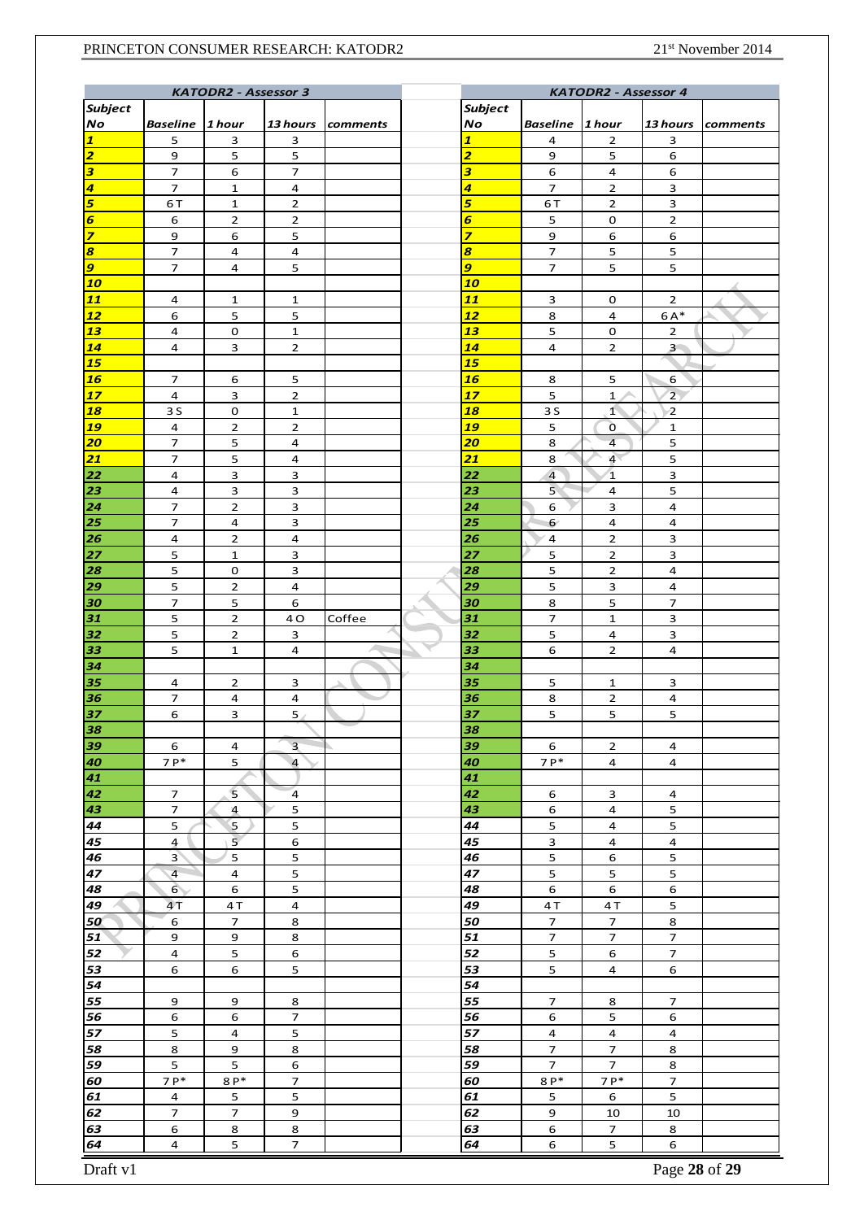| KATODR2 - Assessor 3 | | | | |
|---|---|---|---|---|
| Subject No | Baseline | 1 hour | 13 hours | comments |
| 1 | 5 | 3 | 3 | |
| 2 | 9 | 5 | 5 | |
| 3 | 7 | 6 | 7 | |
| 4 | 7 | 1 | 4 | |
| 5 | 6 T | 1 | 2 | |
| 6 | 6 | 2 | 2 | |
| 7 | 9 | 6 | 5 | |
| 8 | 7 | 4 | 4 | |
| 9 | 7 | 4 | 5 | |
| 10 | | | | |
| 11 | 4 | 1 | 1 | |
| 12 | 6 | 5 | 5 | |
| 13 | 4 | 0 | 1 | |
| 14 | 4 | 3 | 2 | |
| 15 | | | | |
| 16 | 7 | 6 | 5 | |
| 17 | 4 | 3 | 2 | |
| 18 | 3 S | 0 | 1 | |
| 19 | 4 | 2 | 2 | |
| 20 | 7 | 5 | 4 | |
| 21 | 7 | 5 | 4 | |
| 22 | 4 | 3 | 3 | |
| 23 | 4 | 3 | 3 | |
| 24 | 7 | 2 | 3 | |
| 25 | 7 | 4 | 3 | |
| 26 | 4 | 2 | 4 | |
| 27 | 5 | 1 | 3 | |
| 28 | 5 | 0 | 3 | |
| 29 | 5 | 2 | 4 | |
| 30 | 7 | 5 | 6 | |
| 31 | 5 | 2 | 4 O | Coffee |
| 32 | 5 | 2 | 3 | |
| 33 | 5 | 1 | 4 | |
| 34 | | | | |
| 35 | 4 | 2 | 3 | |
| 36 | 7 | 4 | 4 | |
| 37 | 6 | 3 | 5 | |
| 38 | | | | |
| 39 | 6 | 4 | 3 | |
| 40 | 7 P* | 5 | 4 | |
| 41 | | | | |
| 42 | 7 | 5 | 4 | |
| 43 | 7 | 4 | 5 | |
| 44 | 5 | 5 | 5 | |
| 45 | 4 | 5 | 6 | |
| 46 | 3 | 5 | 5 | |
| 47 | 4 | 4 | 5 | |
| 48 | 6 | 6 | 5 | |
| 49 | 4 T | 4 T | 4 | |
| 50 | 6 | 7 | 8 | |
| 51 | 9 | 9 | 8 | |
| 52 | 4 | 5 | 6 | |
| 53 | 6 | 6 | 5 | |
| 54 | | | | |
| 55 | 9 | 9 | 8 | |
| 56 | 6 | 6 | 7 | |
| 57 | 5 | 4 | 5 | |
| 58 | 8 | 9 | 8 | |
| 59 | 5 | 5 | 6 | |
| 60 | 7 P* | 8 P* | 7 | |
| 61 | 4 | 5 | 5 | |
| 62 | 7 | 7 | 9 | |
| 63 | 6 | 8 | 8 | |
| 64 | 4 | 5 | 7 | |

| KATODR2 - Assessor 4 | | | | |
|---|---|---|---|---|
| Subject No | Baseline | 1 hour | 13 hours | comments |
| 1 | 4 | 2 | 3 | |
| 2 | 9 | 5 | 6 | |
| 3 | 6 | 4 | 6 | |
| 4 | 7 | 2 | 3 | |
| 5 | 6 T | 2 | 3 | |
| 6 | 5 | 0 | 2 | |
| 7 | 9 | 6 | 6 | |
| 8 | 7 | 5 | 5 | |
| 9 | 7 | 5 | 5 | |
| 10 | | | | |
| 11 | 3 | 0 | 2 | |
| 12 | 8 | 4 | 6 A* | |
| 13 | 5 | 0 | 2 | |
| 14 | 4 | 2 | 3 | |
| 15 | | | | |
| 16 | 8 | 5 | 6 | |
| 17 | 5 | 1 | 2 | |
| 18 | 3 S | 1 | 2 | |
| 19 | 5 | 0 | 1 | |
| 20 | 8 | 4 | 5 | |
| 21 | 8 | 4 | 5 | |
| 22 | 4 | 1 | 3 | |
| 23 | 5 | 4 | 5 | |
| 24 | 6 | 3 | 4 | |
| 25 | 6 | 4 | 4 | |
| 26 | 4 | 2 | 3 | |
| 27 | 5 | 2 | 3 | |
| 28 | 5 | 2 | 4 | |
| 29 | 5 | 3 | 4 | |
| 30 | 8 | 5 | 7 | |
| 31 | 7 | 1 | 3 | |
| 32 | 5 | 4 | 3 | |
| 33 | 6 | 2 | 4 | |
| 34 | | | | |
| 35 | 5 | 1 | 3 | |
| 36 | 8 | 2 | 4 | |
| 37 | 5 | 5 | 5 | |
| 38 | | | | |
| 39 | 6 | 2 | 4 | |
| 40 | 7 P* | 4 | 4 | |
| 41 | | | | |
| 42 | 6 | 3 | 4 | |
| 43 | 6 | 4 | 5 | |
| 44 | 5 | 4 | 5 | |
| 45 | 3 | 4 | 4 | |
| 46 | 5 | 6 | 5 | |
| 47 | 5 | 5 | 5 | |
| 48 | 6 | 6 | 6 | |
| 49 | 4 T | 4 T | 5 | |
| 50 | 7 | 7 | 8 | |
| 51 | 7 | 7 | 7 | |
| 52 | 5 | 6 | 7 | |
| 53 | 5 | 4 | 6 | |
| 54 | | | | |
| 55 | 7 | 8 | 7 | |
| 56 | 6 | 5 | 6 | |
| 57 | 4 | 4 | 4 | |
| 58 | 7 | 7 | 8 | |
| 59 | 7 | 7 | 8 | |
| 60 | 8 P* | 7 P* | 7 | |
| 61 | 5 | 6 | 5 | |
| 62 | 9 | 10 | 10 | |
| 63 | 6 | 7 | 8 | |
| 64 | 6 | 5 | 6 | |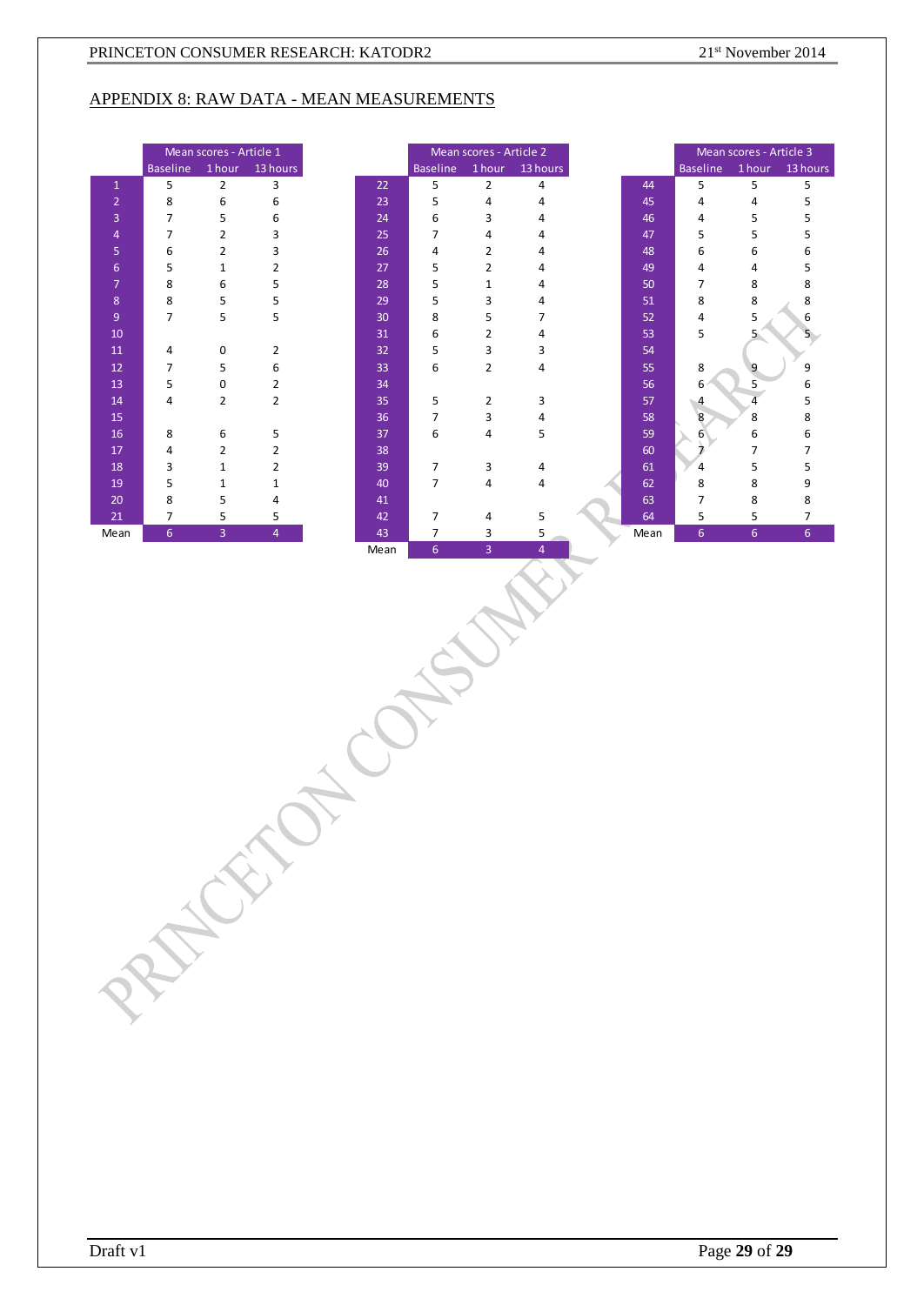## APPENDIX 8: RAW DATA - MEAN MEASUREMENTS

| | Mean scores - Article 1 | | |
|---|---|---|---|
| | Baseline | 1 hour | 13 hours |
| 1 | 5 | 2 | 3 |
| 2 | 8 | 6 | 6 |
| 3 | 7 | 5 | 6 |
| 4 | 7 | 2 | 3 |
| 5 | 6 | 2 | 3 |
| 6 | 5 | 1 | 2 |
| 7 | 8 | 6 | 5 |
| 8 | 8 | 5 | 5 |
| 9 | 7 | 5 | 5 |
| 10 | | | |
| 11 | 4 | 0 | 2 |
| 12 | 7 | 5 | 6 |
| 13 | 5 | 0 | 2 |
| 14 | 4 | 2 | 2 |
| 15 | | | |
| 16 | 8 | 6 | 5 |
| 17 | 4 | 2 | 2 |
| 18 | 3 | 1 | 2 |
| 19 | 5 | 1 | 1 |
| 20 | 8 | 5 | 4 |
| 21 | 7 | 5 | 5 |
| Mean | 6 | 3 | 4 |

| | Mean scores - Article 2 | | |
|---|---|---|---|
| | Baseline | 1 hour | 13 hours |
| 22 | 5 | 2 | 4 |
| 23 | 5 | 4 | 4 |
| 24 | 6 | 3 | 4 |
| 25 | 7 | 4 | 4 |
| 26 | 4 | 2 | 4 |
| 27 | 5 | 2 | 4 |
| 28 | 5 | 1 | 4 |
| 29 | 5 | 3 | 4 |
| 30 | 8 | 5 | 7 |
| 31 | 6 | 2 | 4 |
| 32 | 5 | 3 | 3 |
| 33 | 6 | 2 | 4 |
| 34 | | | |
| 35 | 5 | 2 | 3 |
| 36 | 7 | 3 | 4 |
| 37 | 6 | 4 | 5 |
| 38 | | | |
| 39 | 7 | 3 | 4 |
| 40 | 7 | 4 | 4 |
| 41 | | | |
| 42 | 7 | 4 | 5 |
| 43 | 7 | 3 | 5 |
| Mean | 6 | 3 | 4 |

| | Mean scores - Article 3 | | |
|---|---|---|---|
| | Baseline | 1 hour | 13 hours |
| 44 | 5 | 5 | 5 |
| 45 | 4 | 4 | 5 |
| 46 | 4 | 5 | 5 |
| 47 | 5 | 5 | 5 |
| 48 | 6 | 6 | 6 |
| 49 | 4 | 4 | 5 |
| 50 | 7 | 8 | 8 |
| 51 | 8 | 8 | 8 |
| 52 | 4 | 5 | 6 |
| 53 | 5 | 5 | 5 |
| 54 | | | |
| 55 | 8 | 9 | 9 |
| 56 | 6 | 5 | 6 |
| 57 | 4 | 4 | 5 |
| 58 | 8 | 8 | 8 |
| 59 | 6 | 6 | 6 |
| 60 | 7 | 7 | 7 |
| 61 | 4 | 5 | 5 |
| 62 | 8 | 8 | 9 |
| 63 | 7 | 8 | 8 |
| 64 | 5 | 5 | 7 |
| Mean | 6 | 6 | 6 |